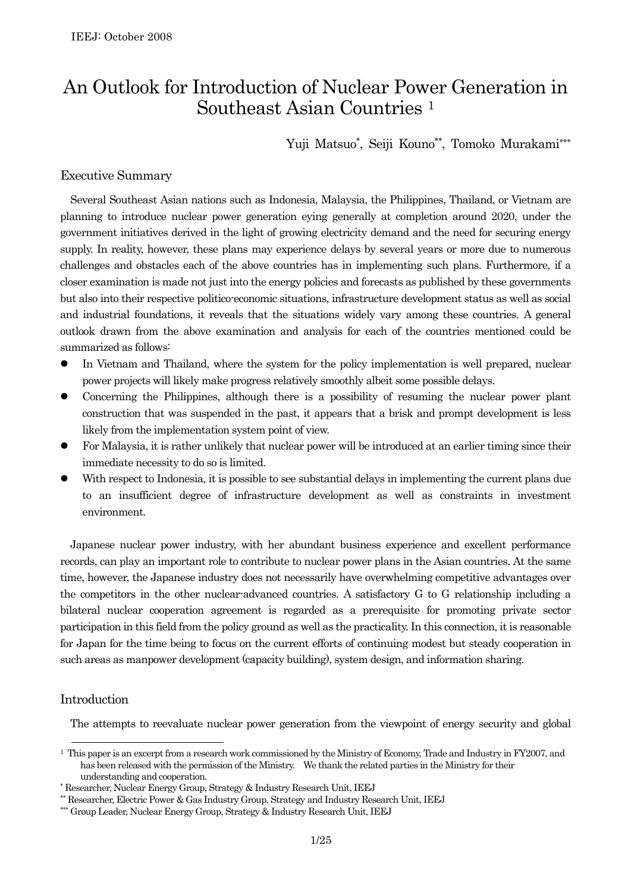# An Outlook for Introduction of Nuclear Power Generation in Southeast Asian Countries [1]

Yuji Matsuo[*], Seiji Kouno[**], Tomoko Murakami[***]

## Executive Summary

Several Southeast Asian nations such as Indonesia, Malaysia, the Philippines, Thailand, or Vietnam are planning to introduce nuclear power generation eying generally at completion around 2020, under the government initiatives derived in the light of growing electricity demand and the need for securing energy supply. In reality, however, these plans may experience delays by several years or more due to numerous challenges and obstacles each of the above countries has in implementing such plans. Furthermore, if a closer examination is made not just into the energy policies and forecasts as published by these governments but also into their respective politico-economic situations, infrastructure development status as well as social and industrial foundations, it reveals that the situations widely vary among these countries. A general outlook drawn from the above examination and analysis for each of the countries mentioned could be summarized as follows:

- In Vietnam and Thailand, where the system for the policy implementation is well prepared, nuclear power projects will likely make progress relatively smoothly albeit some possible delays.
- Concerning the Philippines, although there is a possibility of resuming the nuclear power plant construction that was suspended in the past, it appears that a brisk and prompt development is less likely from the implementation system point of view.
- For Malaysia, it is rather unlikely that nuclear power will be introduced at an earlier timing since their immediate necessity to do so is limited.
- With respect to Indonesia, it is possible to see substantial delays in implementing the current plans due to an insufficient degree of infrastructure development as well as constraints in investment environment.

Japanese nuclear power industry, with her abundant business experience and excellent performance records, can play an important role to contribute to nuclear power plans in the Asian countries. At the same time, however, the Japanese industry does not necessarily have overwhelming competitive advantages over the competitors in the other nuclear-advanced countries. A satisfactory G to G relationship including a bilateral nuclear cooperation agreement is regarded as a prerequisite for promoting private sector participation in this field from the policy ground as well as the practicality. In this connection, it is reasonable for Japan for the time being to focus on the current efforts of continuing modest but steady cooperation in such areas as manpower development (capacity building), system design, and information sharing.

## Introduction

The attempts to reevaluate nuclear power generation from the viewpoint of energy security and global

---

[1] This paper is an excerpt from a research work commissioned by the Ministry of Economy, Trade and Industry in FY2007, and has been released with the permission of the Ministry. We thank the related parties in the Ministry for their understanding and cooperation.

[*] Researcher, Nuclear Energy Group, Strategy & Industry Research Unit, IEEJ

[**] Researcher, Electric Power & Gas Industry Group, Strategy and Industry Research Unit, IEEJ

[***] Group Leader, Nuclear Energy Group, Strategy & Industry Research Unit, IEEJ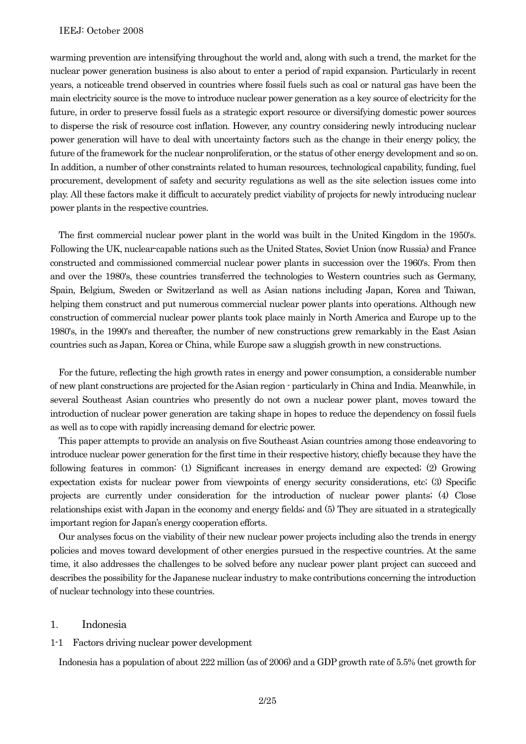warming prevention are intensifying throughout the world and, along with such a trend, the market for the nuclear power generation business is also about to enter a period of rapid expansion. Particularly in recent years, a noticeable trend observed in countries where fossil fuels such as coal or natural gas have been the main electricity source is the move to introduce nuclear power generation as a key source of electricity for the future, in order to preserve fossil fuels as a strategic export resource or diversifying domestic power sources to disperse the risk of resource cost inflation. However, any country considering newly introducing nuclear power generation will have to deal with uncertainty factors such as the change in their energy policy, the future of the framework for the nuclear nonproliferation, or the status of other energy development and so on. In addition, a number of other constraints related to human resources, technological capability, funding, fuel procurement, development of safety and security regulations as well as the site selection issues come into play. All these factors make it difficult to accurately predict viability of projects for newly introducing nuclear power plants in the respective countries.

The first commercial nuclear power plant in the world was built in the United Kingdom in the 1950's. Following the UK, nuclear-capable nations such as the United States, Soviet Union (now Russia) and France constructed and commissioned commercial nuclear power plants in succession over the 1960's. From then and over the 1980's, these countries transferred the technologies to Western countries such as Germany, Spain, Belgium, Sweden or Switzerland as well as Asian nations including Japan, Korea and Taiwan, helping them construct and put numerous commercial nuclear power plants into operations. Although new construction of commercial nuclear power plants took place mainly in North America and Europe up to the 1980's, in the 1990's and thereafter, the number of new constructions grew remarkably in the East Asian countries such as Japan, Korea or China, while Europe saw a sluggish growth in new constructions.

For the future, reflecting the high growth rates in energy and power consumption, a considerable number of new plant constructions are projected for the Asian region - particularly in China and India. Meanwhile, in several Southeast Asian countries who presently do not own a nuclear power plant, moves toward the introduction of nuclear power generation are taking shape in hopes to reduce the dependency on fossil fuels as well as to cope with rapidly increasing demand for electric power.

This paper attempts to provide an analysis on five Southeast Asian countries among those endeavoring to introduce nuclear power generation for the first time in their respective history, chiefly because they have the following features in common: (1) Significant increases in energy demand are expected; (2) Growing expectation exists for nuclear power from viewpoints of energy security considerations, etc; (3) Specific projects are currently under consideration for the introduction of nuclear power plants; (4) Close relationships exist with Japan in the economy and energy fields; and (5) They are situated in a strategically important region for Japan's energy cooperation efforts.

Our analyses focus on the viability of their new nuclear power projects including also the trends in energy policies and moves toward development of other energies pursued in the respective countries. At the same time, it also addresses the challenges to be solved before any nuclear power plant project can succeed and describes the possibility for the Japanese nuclear industry to make contributions concerning the introduction of nuclear technology into these countries.

## 1. Indonesia

### 1-1 Factors driving nuclear power development

Indonesia has a population of about 222 million (as of 2006) and a GDP growth rate of 5.5% (net growth for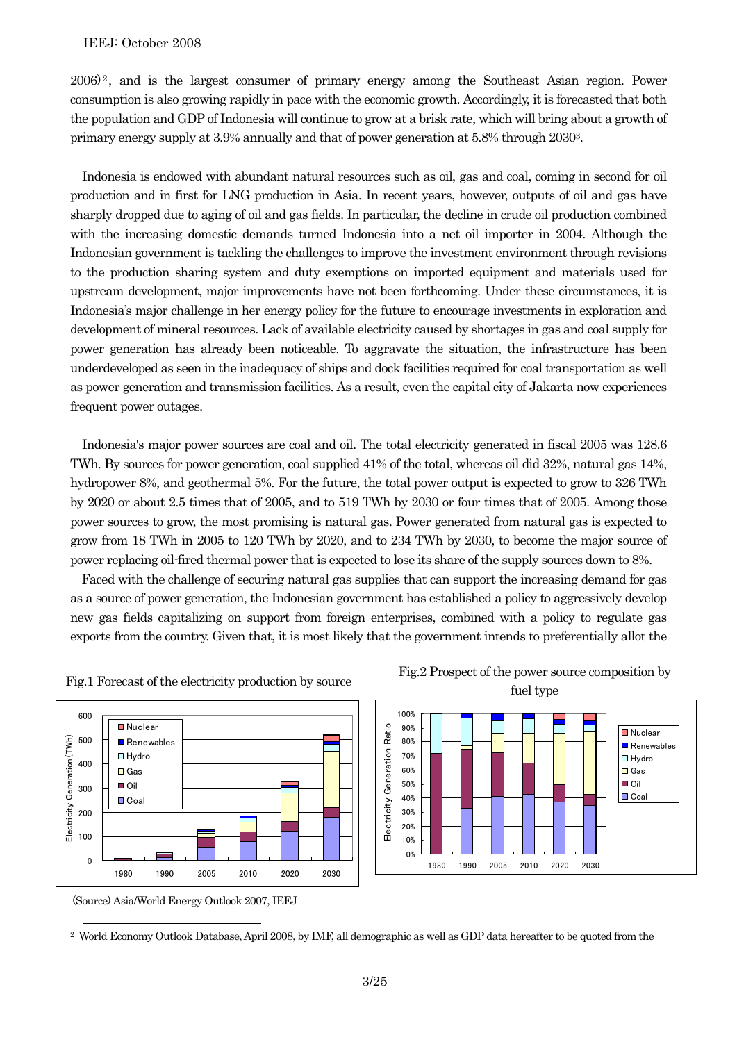2006)[2], and is the largest consumer of primary energy among the Southeast Asian region. Power consumption is also growing rapidly in pace with the economic growth. Accordingly, it is forecasted that both the population and GDP of Indonesia will continue to grow at a brisk rate, which will bring about a growth of primary energy supply at 3.9% annually and that of power generation at 5.8% through 2030[3].

Indonesia is endowed with abundant natural resources such as oil, gas and coal, coming in second for oil production and in first for LNG production in Asia. In recent years, however, outputs of oil and gas have sharply dropped due to aging of oil and gas fields. In particular, the decline in crude oil production combined with the increasing domestic demands turned Indonesia into a net oil importer in 2004. Although the Indonesian government is tackling the challenges to improve the investment environment through revisions to the production sharing system and duty exemptions on imported equipment and materials used for upstream development, major improvements have not been forthcoming. Under these circumstances, it is Indonesia's major challenge in her energy policy for the future to encourage investments in exploration and development of mineral resources. Lack of available electricity caused by shortages in gas and coal supply for power generation has already been noticeable. To aggravate the situation, the infrastructure has been underdeveloped as seen in the inadequacy of ships and dock facilities required for coal transportation as well as power generation and transmission facilities. As a result, even the capital city of Jakarta now experiences frequent power outages.

Indonesia's major power sources are coal and oil. The total electricity generated in fiscal 2005 was 128.6 TWh. By sources for power generation, coal supplied 41% of the total, whereas oil did 32%, natural gas 14%, hydropower 8%, and geothermal 5%. For the future, the total power output is expected to grow to 326 TWh by 2020 or about 2.5 times that of 2005, and to 519 TWh by 2030 or four times that of 2005. Among those power sources to grow, the most promising is natural gas. Power generated from natural gas is expected to grow from 18 TWh in 2005 to 120 TWh by 2020, and to 234 TWh by 2030, to become the major source of power replacing oil-fired thermal power that is expected to lose its share of the supply sources down to 8%.

Faced with the challenge of securing natural gas supplies that can support the increasing demand for gas as a source of power generation, the Indonesian government has established a policy to aggressively develop new gas fields capitalizing on support from foreign enterprises, combined with a policy to regulate gas exports from the country. Given that, it is most likely that the government intends to preferentially allot the

Fig.1 Forecast of the electricity production by source

Fig.2 Prospect of the power source composition by fuel type

(Source) Asia/World Energy Outlook 2007, IEEJ

[2] World Economy Outlook Database, April 2008, by IMF, all demographic as well as GDP data hereafter to be quoted from the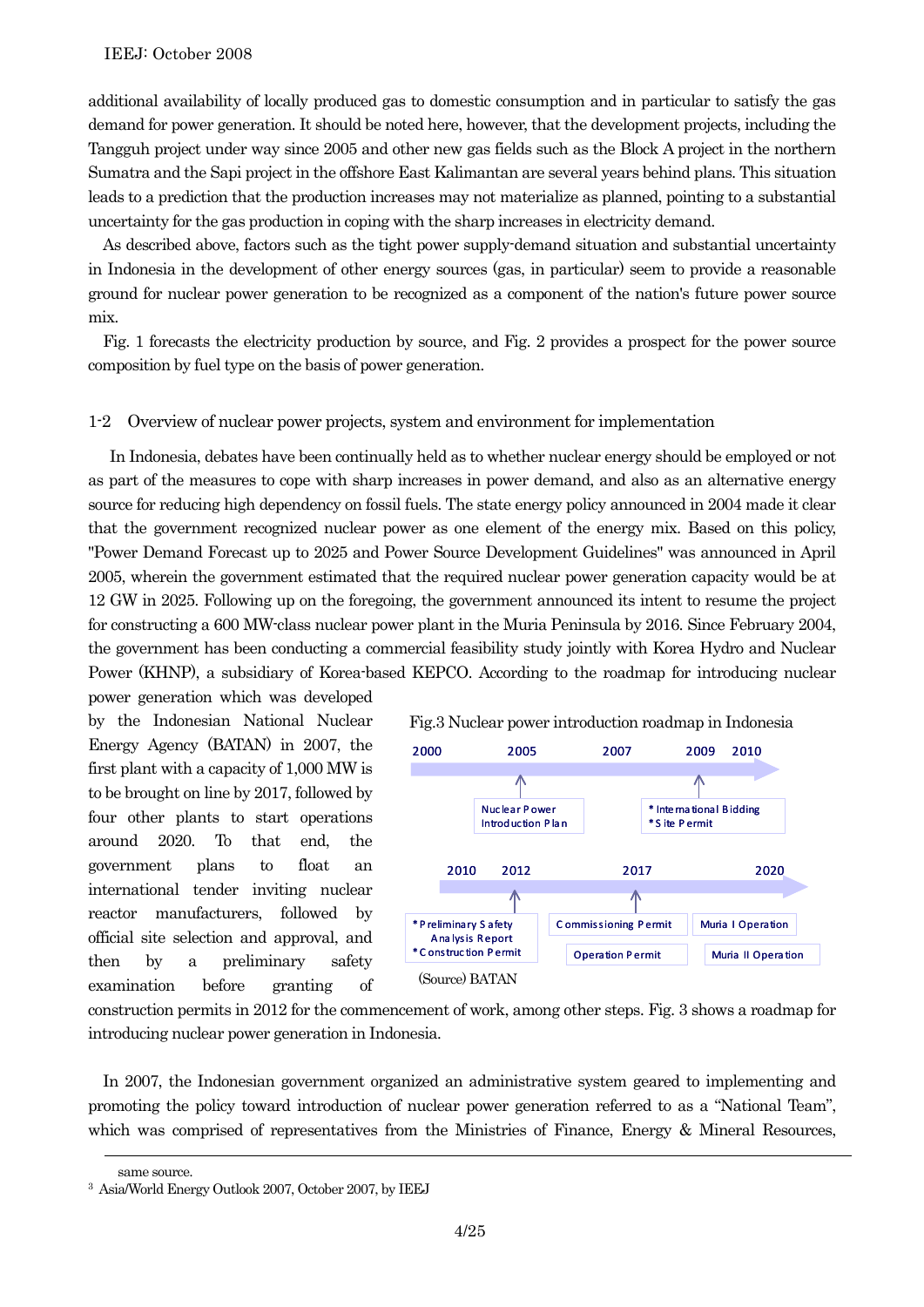additional availability of locally produced gas to domestic consumption and in particular to satisfy the gas demand for power generation. It should be noted here, however, that the development projects, including the Tangguh project under way since 2005 and other new gas fields such as the Block A project in the northern Sumatra and the Sapi project in the offshore East Kalimantan are several years behind plans. This situation leads to a prediction that the production increases may not materialize as planned, pointing to a substantial uncertainty for the gas production in coping with the sharp increases in electricity demand.

As described above, factors such as the tight power supply-demand situation and substantial uncertainty in Indonesia in the development of other energy sources (gas, in particular) seem to provide a reasonable ground for nuclear power generation to be recognized as a component of the nation's future power source mix.

Fig. 1 forecasts the electricity production by source, and Fig. 2 provides a prospect for the power source composition by fuel type on the basis of power generation.

### 1-2 Overview of nuclear power projects, system and environment for implementation

In Indonesia, debates have been continually held as to whether nuclear energy should be employed or not as part of the measures to cope with sharp increases in power demand, and also as an alternative energy source for reducing high dependency on fossil fuels. The state energy policy announced in 2004 made it clear that the government recognized nuclear power as one element of the energy mix. Based on this policy, "Power Demand Forecast up to 2025 and Power Source Development Guidelines" was announced in April 2005, wherein the government estimated that the required nuclear power generation capacity would be at 12 GW in 2025. Following up on the foregoing, the government announced its intent to resume the project for constructing a 600 MW-class nuclear power plant in the Muria Peninsula by 2016. Since February 2004, the government has been conducting a commercial feasibility study jointly with Korea Hydro and Nuclear Power (KHNP), a subsidiary of Korea-based KEPCO. According to the roadmap for introducing nuclear power generation which was developed by the Indonesian National Nuclear Energy Agency (BATAN) in 2007, the first plant with a capacity of 1,000 MW is to be brought on line by 2017, followed by four other plants to start operations around 2020. To that end, the government plans to float an international tender inviting nuclear reactor manufacturers, followed by official site selection and approval, and then by a preliminary safety examination before granting of construction permits in 2012 for the commencement of work, among other steps. Fig. 3 shows a roadmap for introducing nuclear power generation in Indonesia.

Fig.3 Nuclear power introduction roadmap in Indonesia

| 2000 | 2005 | 2007 | 2009 | 2010 |
|---|---|---|---|---|
| | Nuclear Power Introduction Plan | | * International Bidding<br>* Site Permit | |

| 2010 | 2012 | 2017 | 2020 |
|---|---|---|---|
| | * Preliminary Safety Analysis Report<br>* Construction Permit | Commissioning Permit<br>Operation Permit | Muria I Operation<br>Muria II Operation |

(Source) BATAN

In 2007, the Indonesian government organized an administrative system geared to implementing and promoting the policy toward introduction of nuclear power generation referred to as a "National Team", which was comprised of representatives from the Ministries of Finance, Energy & Mineral Resources,

---

same source.

[3] Asia/World Energy Outlook 2007, October 2007, by IEEJ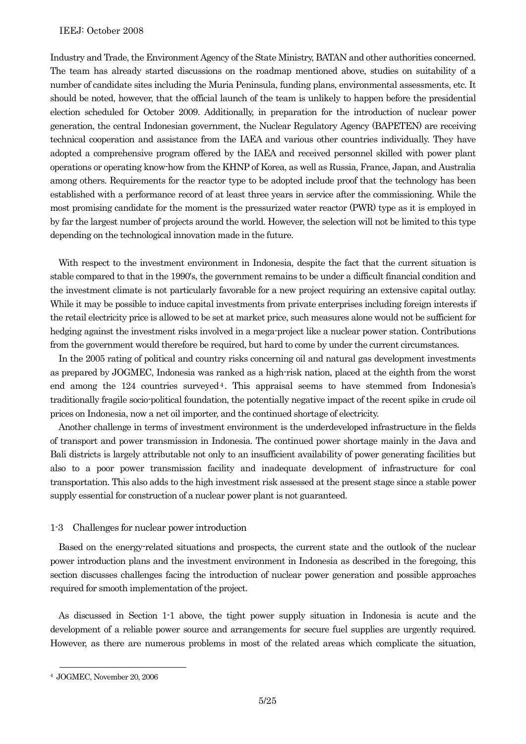Industry and Trade, the Environment Agency of the State Ministry, BATAN and other authorities concerned. The team has already started discussions on the roadmap mentioned above, studies on suitability of a number of candidate sites including the Muria Peninsula, funding plans, environmental assessments, etc. It should be noted, however, that the official launch of the team is unlikely to happen before the presidential election scheduled for October 2009. Additionally, in preparation for the introduction of nuclear power generation, the central Indonesian government, the Nuclear Regulatory Agency (BAPETEN) are receiving technical cooperation and assistance from the IAEA and various other countries individually. They have adopted a comprehensive program offered by the IAEA and received personnel skilled with power plant operations or operating know-how from the KHNP of Korea, as well as Russia, France, Japan, and Australia among others. Requirements for the reactor type to be adopted include proof that the technology has been established with a performance record of at least three years in service after the commissioning. While the most promising candidate for the moment is the pressurized water reactor (PWR) type as it is employed in by far the largest number of projects around the world. However, the selection will not be limited to this type depending on the technological innovation made in the future.

With respect to the investment environment in Indonesia, despite the fact that the current situation is stable compared to that in the 1990's, the government remains to be under a difficult financial condition and the investment climate is not particularly favorable for a new project requiring an extensive capital outlay. While it may be possible to induce capital investments from private enterprises including foreign interests if the retail electricity price is allowed to be set at market price, such measures alone would not be sufficient for hedging against the investment risks involved in a mega-project like a nuclear power station. Contributions from the government would therefore be required, but hard to come by under the current circumstances.

In the 2005 rating of political and country risks concerning oil and natural gas development investments as prepared by JOGMEC, Indonesia was ranked as a high-risk nation, placed at the eighth from the worst end among the 124 countries surveyed[4]. This appraisal seems to have stemmed from Indonesia's traditionally fragile socio-political foundation, the potentially negative impact of the recent spike in crude oil prices on Indonesia, now a net oil importer, and the continued shortage of electricity.

Another challenge in terms of investment environment is the underdeveloped infrastructure in the fields of transport and power transmission in Indonesia. The continued power shortage mainly in the Java and Bali districts is largely attributable not only to an insufficient availability of power generating facilities but also to a poor power transmission facility and inadequate development of infrastructure for coal transportation. This also adds to the high investment risk assessed at the present stage since a stable power supply essential for construction of a nuclear power plant is not guaranteed.

### 1-3 Challenges for nuclear power introduction

Based on the energy-related situations and prospects, the current state and the outlook of the nuclear power introduction plans and the investment environment in Indonesia as described in the foregoing, this section discusses challenges facing the introduction of nuclear power generation and possible approaches required for smooth implementation of the project.

As discussed in Section 1-1 above, the tight power supply situation in Indonesia is acute and the development of a reliable power source and arrangements for secure fuel supplies are urgently required. However, as there are numerous problems in most of the related areas which complicate the situation,

---

[4] JOGMEC, November 20, 2006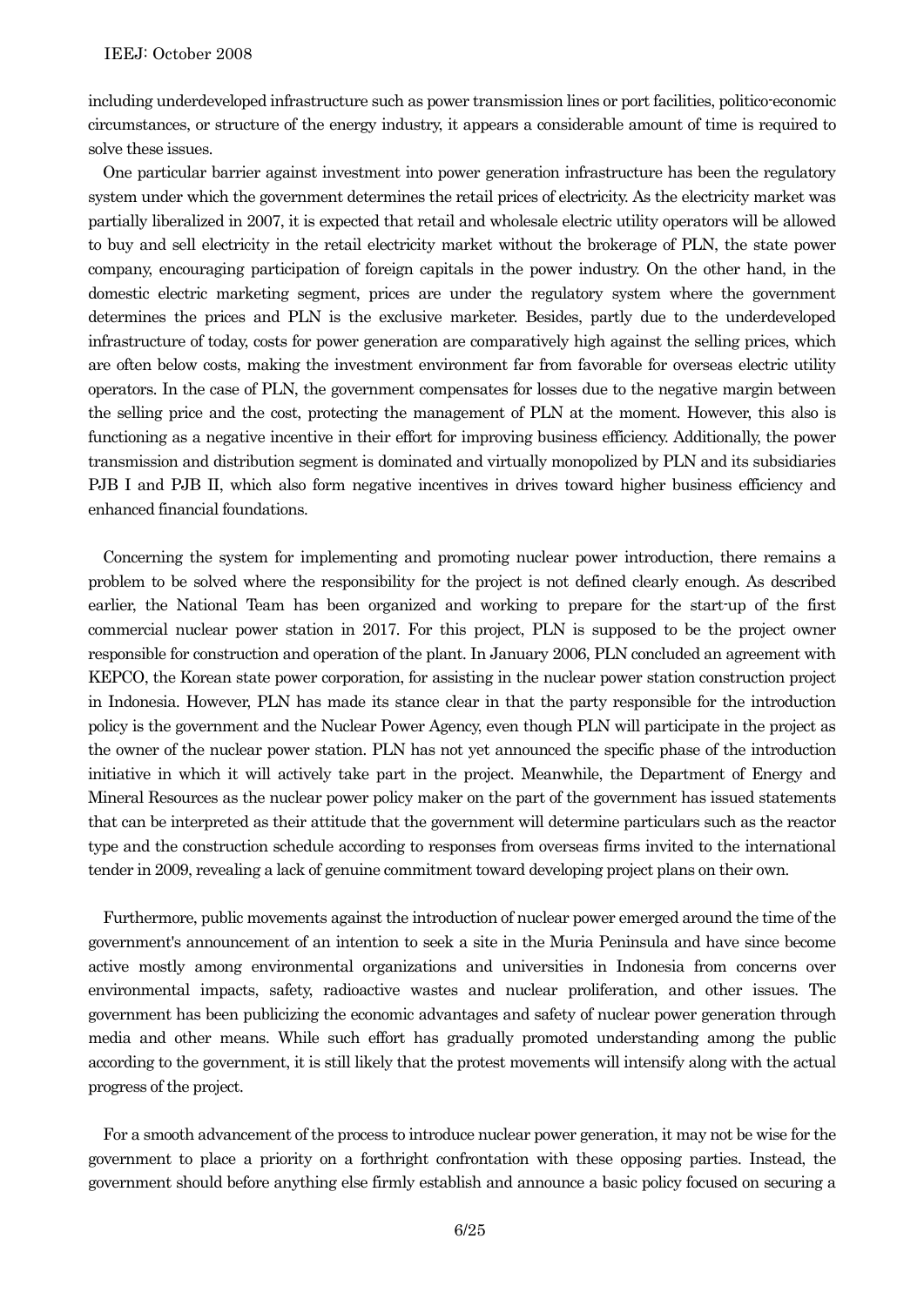including underdeveloped infrastructure such as power transmission lines or port facilities, politico-economic circumstances, or structure of the energy industry, it appears a considerable amount of time is required to solve these issues.

One particular barrier against investment into power generation infrastructure has been the regulatory system under which the government determines the retail prices of electricity. As the electricity market was partially liberalized in 2007, it is expected that retail and wholesale electric utility operators will be allowed to buy and sell electricity in the retail electricity market without the brokerage of PLN, the state power company, encouraging participation of foreign capitals in the power industry. On the other hand, in the domestic electric marketing segment, prices are under the regulatory system where the government determines the prices and PLN is the exclusive marketer. Besides, partly due to the underdeveloped infrastructure of today, costs for power generation are comparatively high against the selling prices, which are often below costs, making the investment environment far from favorable for overseas electric utility operators. In the case of PLN, the government compensates for losses due to the negative margin between the selling price and the cost, protecting the management of PLN at the moment. However, this also is functioning as a negative incentive in their effort for improving business efficiency. Additionally, the power transmission and distribution segment is dominated and virtually monopolized by PLN and its subsidiaries PJB I and PJB II, which also form negative incentives in drives toward higher business efficiency and enhanced financial foundations.

Concerning the system for implementing and promoting nuclear power introduction, there remains a problem to be solved where the responsibility for the project is not defined clearly enough. As described earlier, the National Team has been organized and working to prepare for the start-up of the first commercial nuclear power station in 2017. For this project, PLN is supposed to be the project owner responsible for construction and operation of the plant. In January 2006, PLN concluded an agreement with KEPCO, the Korean state power corporation, for assisting in the nuclear power station construction project in Indonesia. However, PLN has made its stance clear in that the party responsible for the introduction policy is the government and the Nuclear Power Agency, even though PLN will participate in the project as the owner of the nuclear power station. PLN has not yet announced the specific phase of the introduction initiative in which it will actively take part in the project. Meanwhile, the Department of Energy and Mineral Resources as the nuclear power policy maker on the part of the government has issued statements that can be interpreted as their attitude that the government will determine particulars such as the reactor type and the construction schedule according to responses from overseas firms invited to the international tender in 2009, revealing a lack of genuine commitment toward developing project plans on their own.

Furthermore, public movements against the introduction of nuclear power emerged around the time of the government's announcement of an intention to seek a site in the Muria Peninsula and have since become active mostly among environmental organizations and universities in Indonesia from concerns over environmental impacts, safety, radioactive wastes and nuclear proliferation, and other issues. The government has been publicizing the economic advantages and safety of nuclear power generation through media and other means. While such effort has gradually promoted understanding among the public according to the government, it is still likely that the protest movements will intensify along with the actual progress of the project.

For a smooth advancement of the process to introduce nuclear power generation, it may not be wise for the government to place a priority on a forthright confrontation with these opposing parties. Instead, the government should before anything else firmly establish and announce a basic policy focused on securing a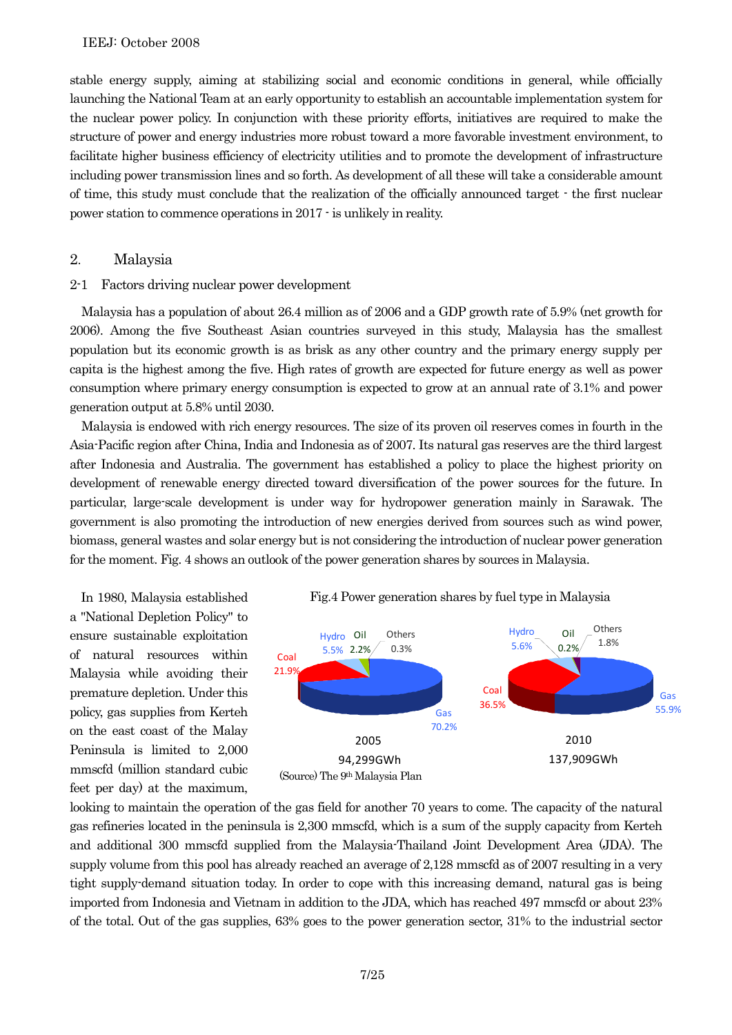stable energy supply, aiming at stabilizing social and economic conditions in general, while officially launching the National Team at an early opportunity to establish an accountable implementation system for the nuclear power policy. In conjunction with these priority efforts, initiatives are required to make the structure of power and energy industries more robust toward a more favorable investment environment, to facilitate higher business efficiency of electricity utilities and to promote the development of infrastructure including power transmission lines and so forth. As development of all these will take a considerable amount of time, this study must conclude that the realization of the officially announced target - the first nuclear power station to commence operations in 2017 - is unlikely in reality.

## 2. Malaysia

### 2-1 Factors driving nuclear power development

Malaysia has a population of about 26.4 million as of 2006 and a GDP growth rate of 5.9% (net growth for 2006). Among the five Southeast Asian countries surveyed in this study, Malaysia has the smallest population but its economic growth is as brisk as any other country and the primary energy supply per capita is the highest among the five. High rates of growth are expected for future energy as well as power consumption where primary energy consumption is expected to grow at an annual rate of 3.1% and power generation output at 5.8% until 2030.

Malaysia is endowed with rich energy resources. The size of its proven oil reserves comes in fourth in the Asia-Pacific region after China, India and Indonesia as of 2007. Its natural gas reserves are the third largest after Indonesia and Australia. The government has established a policy to place the highest priority on development of renewable energy directed toward diversification of the power sources for the future. In particular, large-scale development is under way for hydropower generation mainly in Sarawak. The government is also promoting the introduction of new energies derived from sources such as wind power, biomass, general wastes and solar energy but is not considering the introduction of nuclear power generation for the moment. Fig. 4 shows an outlook of the power generation shares by sources in Malaysia.

Fig.4 Power generation shares by fuel type in Malaysia

| Fuel | 2005 (94,299GWh) | 2010 (137,909GWh) |
|---|---|---|
| Gas | 70.2% | 55.9% |
| Coal | 21.9% | 36.5% |
| Hydro | 5.5% | 5.6% |
| Oil | 2.2% | 0.2% |
| Others | 0.3% | 1.8% |

(Source) The 9th Malaysia Plan

In 1980, Malaysia established a "National Depletion Policy" to ensure sustainable exploitation of natural resources within Malaysia while avoiding their premature depletion. Under this policy, gas supplies from Kerteh on the east coast of the Malay Peninsula is limited to 2,000 mmscfd (million standard cubic feet per day) at the maximum, looking to maintain the operation of the gas field for another 70 years to come. The capacity of the natural gas refineries located in the peninsula is 2,300 mmscfd, which is a sum of the supply capacity from Kerteh and additional 300 mmscfd supplied from the Malaysia-Thailand Joint Development Area (JDA). The supply volume from this pool has already reached an average of 2,128 mmscfd as of 2007 resulting in a very tight supply-demand situation today. In order to cope with this increasing demand, natural gas is being imported from Indonesia and Vietnam in addition to the JDA, which has reached 497 mmscfd or about 23% of the total. Out of the gas supplies, 63% goes to the power generation sector, 31% to the industrial sector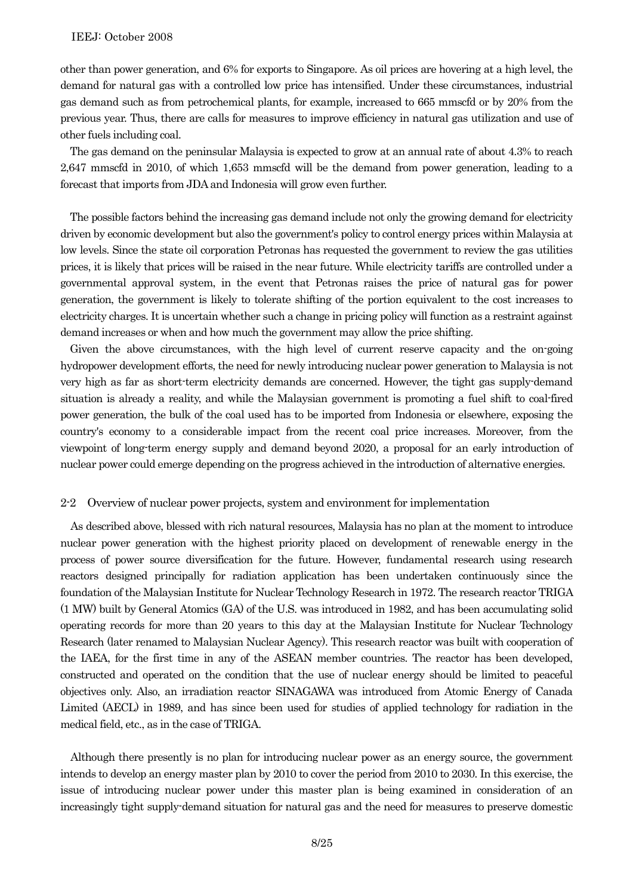other than power generation, and 6% for exports to Singapore. As oil prices are hovering at a high level, the demand for natural gas with a controlled low price has intensified. Under these circumstances, industrial gas demand such as from petrochemical plants, for example, increased to 665 mmscfd or by 20% from the previous year. Thus, there are calls for measures to improve efficiency in natural gas utilization and use of other fuels including coal.

The gas demand on the peninsular Malaysia is expected to grow at an annual rate of about 4.3% to reach 2,647 mmscfd in 2010, of which 1,653 mmscfd will be the demand from power generation, leading to a forecast that imports from JDA and Indonesia will grow even further.

The possible factors behind the increasing gas demand include not only the growing demand for electricity driven by economic development but also the government's policy to control energy prices within Malaysia at low levels. Since the state oil corporation Petronas has requested the government to review the gas utilities prices, it is likely that prices will be raised in the near future. While electricity tariffs are controlled under a governmental approval system, in the event that Petronas raises the price of natural gas for power generation, the government is likely to tolerate shifting of the portion equivalent to the cost increases to electricity charges. It is uncertain whether such a change in pricing policy will function as a restraint against demand increases or when and how much the government may allow the price shifting.

Given the above circumstances, with the high level of current reserve capacity and the on-going hydropower development efforts, the need for newly introducing nuclear power generation to Malaysia is not very high as far as short-term electricity demands are concerned. However, the tight gas supply-demand situation is already a reality, and while the Malaysian government is promoting a fuel shift to coal-fired power generation, the bulk of the coal used has to be imported from Indonesia or elsewhere, exposing the country's economy to a considerable impact from the recent coal price increases. Moreover, from the viewpoint of long-term energy supply and demand beyond 2020, a proposal for an early introduction of nuclear power could emerge depending on the progress achieved in the introduction of alternative energies.

## 2-2 Overview of nuclear power projects, system and environment for implementation

As described above, blessed with rich natural resources, Malaysia has no plan at the moment to introduce nuclear power generation with the highest priority placed on development of renewable energy in the process of power source diversification for the future. However, fundamental research using research reactors designed principally for radiation application has been undertaken continuously since the foundation of the Malaysian Institute for Nuclear Technology Research in 1972. The research reactor TRIGA (1 MW) built by General Atomics (GA) of the U.S. was introduced in 1982, and has been accumulating solid operating records for more than 20 years to this day at the Malaysian Institute for Nuclear Technology Research (later renamed to Malaysian Nuclear Agency). This research reactor was built with cooperation of the IAEA, for the first time in any of the ASEAN member countries. The reactor has been developed, constructed and operated on the condition that the use of nuclear energy should be limited to peaceful objectives only. Also, an irradiation reactor SINAGAWA was introduced from Atomic Energy of Canada Limited (AECL) in 1989, and has since been used for studies of applied technology for radiation in the medical field, etc., as in the case of TRIGA.

Although there presently is no plan for introducing nuclear power as an energy source, the government intends to develop an energy master plan by 2010 to cover the period from 2010 to 2030. In this exercise, the issue of introducing nuclear power under this master plan is being examined in consideration of an increasingly tight supply-demand situation for natural gas and the need for measures to preserve domestic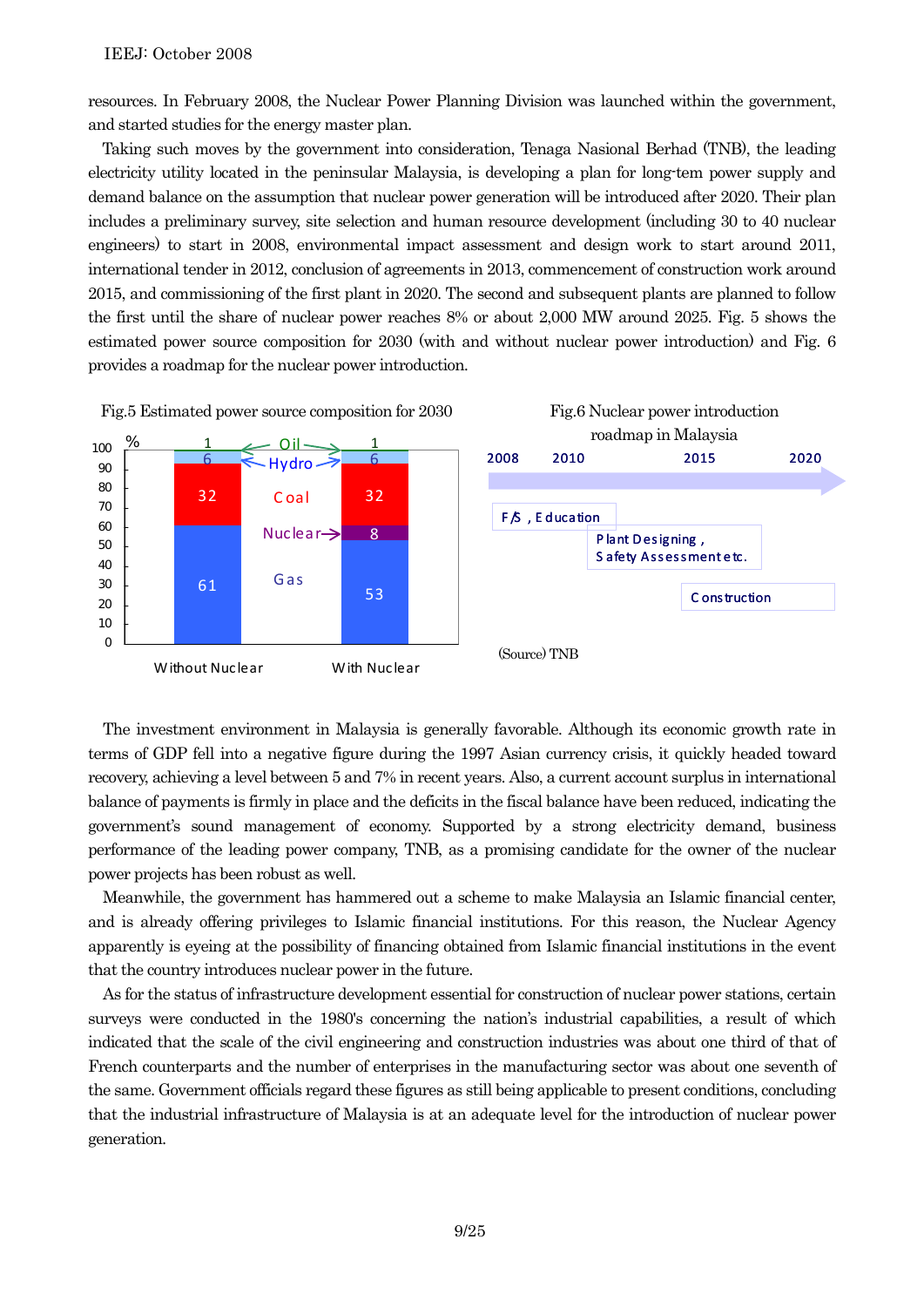resources. In February 2008, the Nuclear Power Planning Division was launched within the government, and started studies for the energy master plan.

Taking such moves by the government into consideration, Tenaga Nasional Berhad (TNB), the leading electricity utility located in the peninsular Malaysia, is developing a plan for long-tem power supply and demand balance on the assumption that nuclear power generation will be introduced after 2020. Their plan includes a preliminary survey, site selection and human resource development (including 30 to 40 nuclear engineers) to start in 2008, environmental impact assessment and design work to start around 2011, international tender in 2012, conclusion of agreements in 2013, commencement of construction work around 2015, and commissioning of the first plant in 2020. The second and subsequent plants are planned to follow the first until the share of nuclear power reaches 8% or about 2,000 MW around 2025. Fig. 5 shows the estimated power source composition for 2030 (with and without nuclear power introduction) and Fig. 6 provides a roadmap for the nuclear power introduction.

Fig.5 Estimated power source composition for 2030

| % | Without Nuclear | With Nuclear |
|---|---|---|
| Oil | 1 | 1 |
| Hydro | 6 | 6 |
| Coal | 32 | 32 |
| Nuclear | | 8 |
| Gas | 61 | 53 |

Fig.6 Nuclear power introduction roadmap in Malaysia

| 2008 | 2010 | 2015 | 2020 |
|---|---|---|---|
| F/S , Education | | | |
| | Plant Designing , Safety Assessment etc. | | |
| | | Construction | |

(Source) TNB

The investment environment in Malaysia is generally favorable. Although its economic growth rate in terms of GDP fell into a negative figure during the 1997 Asian currency crisis, it quickly headed toward recovery, achieving a level between 5 and 7% in recent years. Also, a current account surplus in international balance of payments is firmly in place and the deficits in the fiscal balance have been reduced, indicating the government's sound management of economy. Supported by a strong electricity demand, business performance of the leading power company, TNB, as a promising candidate for the owner of the nuclear power projects has been robust as well.

Meanwhile, the government has hammered out a scheme to make Malaysia an Islamic financial center, and is already offering privileges to Islamic financial institutions. For this reason, the Nuclear Agency apparently is eyeing at the possibility of financing obtained from Islamic financial institutions in the event that the country introduces nuclear power in the future.

As for the status of infrastructure development essential for construction of nuclear power stations, certain surveys were conducted in the 1980's concerning the nation's industrial capabilities, a result of which indicated that the scale of the civil engineering and construction industries was about one third of that of French counterparts and the number of enterprises in the manufacturing sector was about one seventh of the same. Government officials regard these figures as still being applicable to present conditions, concluding that the industrial infrastructure of Malaysia is at an adequate level for the introduction of nuclear power generation.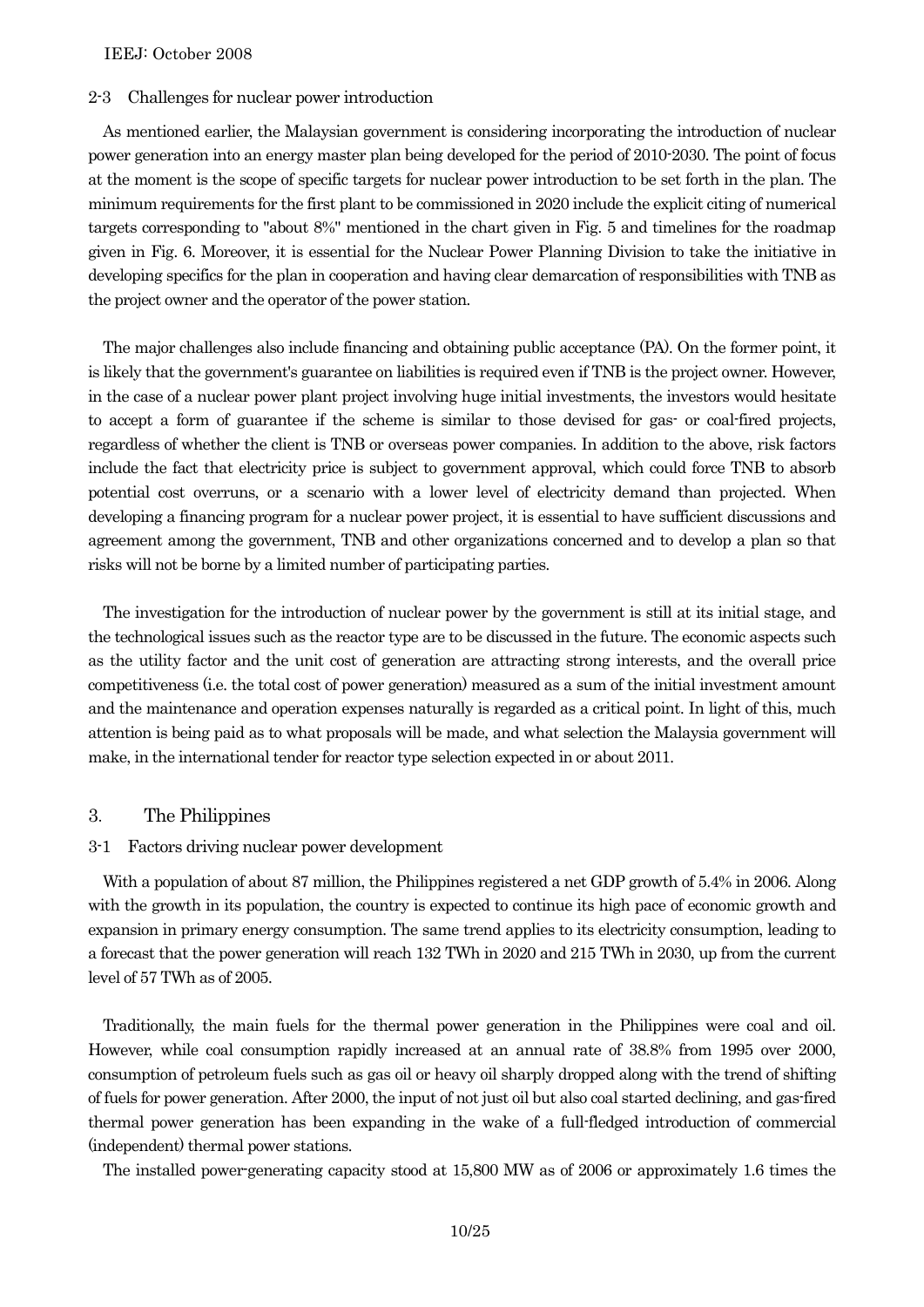### 2-3 Challenges for nuclear power introduction

As mentioned earlier, the Malaysian government is considering incorporating the introduction of nuclear power generation into an energy master plan being developed for the period of 2010-2030. The point of focus at the moment is the scope of specific targets for nuclear power introduction to be set forth in the plan. The minimum requirements for the first plant to be commissioned in 2020 include the explicit citing of numerical targets corresponding to "about 8%" mentioned in the chart given in Fig. 5 and timelines for the roadmap given in Fig. 6. Moreover, it is essential for the Nuclear Power Planning Division to take the initiative in developing specifics for the plan in cooperation and having clear demarcation of responsibilities with TNB as the project owner and the operator of the power station.

The major challenges also include financing and obtaining public acceptance (PA). On the former point, it is likely that the government's guarantee on liabilities is required even if TNB is the project owner. However, in the case of a nuclear power plant project involving huge initial investments, the investors would hesitate to accept a form of guarantee if the scheme is similar to those devised for gas- or coal-fired projects, regardless of whether the client is TNB or overseas power companies. In addition to the above, risk factors include the fact that electricity price is subject to government approval, which could force TNB to absorb potential cost overruns, or a scenario with a lower level of electricity demand than projected. When developing a financing program for a nuclear power project, it is essential to have sufficient discussions and agreement among the government, TNB and other organizations concerned and to develop a plan so that risks will not be borne by a limited number of participating parties.

The investigation for the introduction of nuclear power by the government is still at its initial stage, and the technological issues such as the reactor type are to be discussed in the future. The economic aspects such as the utility factor and the unit cost of generation are attracting strong interests, and the overall price competitiveness (i.e. the total cost of power generation) measured as a sum of the initial investment amount and the maintenance and operation expenses naturally is regarded as a critical point. In light of this, much attention is being paid as to what proposals will be made, and what selection the Malaysia government will make, in the international tender for reactor type selection expected in or about 2011.

## 3. The Philippines

### 3-1 Factors driving nuclear power development

With a population of about 87 million, the Philippines registered a net GDP growth of 5.4% in 2006. Along with the growth in its population, the country is expected to continue its high pace of economic growth and expansion in primary energy consumption. The same trend applies to its electricity consumption, leading to a forecast that the power generation will reach 132 TWh in 2020 and 215 TWh in 2030, up from the current level of 57 TWh as of 2005.

Traditionally, the main fuels for the thermal power generation in the Philippines were coal and oil. However, while coal consumption rapidly increased at an annual rate of 38.8% from 1995 over 2000, consumption of petroleum fuels such as gas oil or heavy oil sharply dropped along with the trend of shifting of fuels for power generation. After 2000, the input of not just oil but also coal started declining, and gas-fired thermal power generation has been expanding in the wake of a full-fledged introduction of commercial (independent) thermal power stations.

The installed power-generating capacity stood at 15,800 MW as of 2006 or approximately 1.6 times the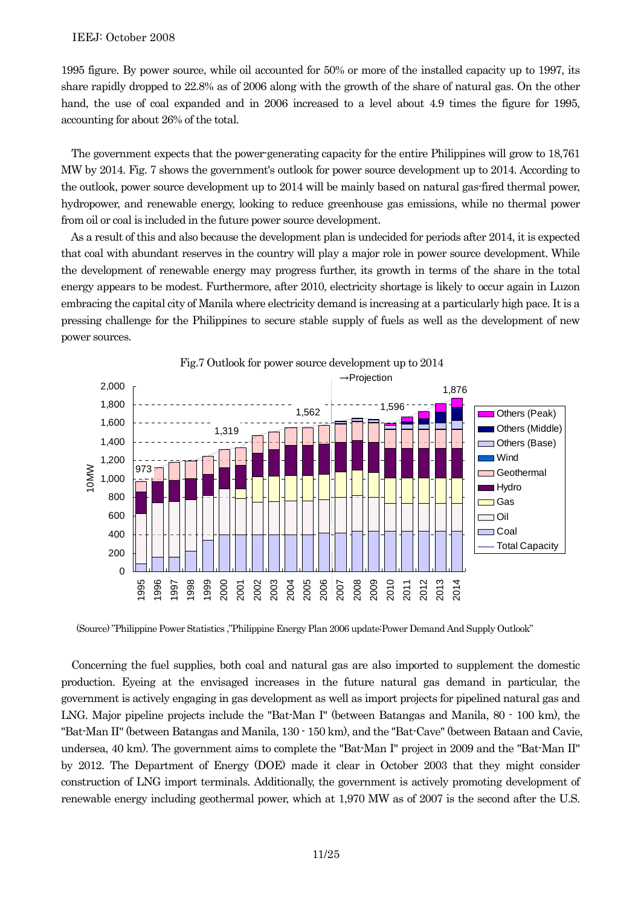1995 figure. By power source, while oil accounted for 50% or more of the installed capacity up to 1997, its share rapidly dropped to 22.8% as of 2006 along with the growth of the share of natural gas. On the other hand, the use of coal expanded and in 2006 increased to a level about 4.9 times the figure for 1995, accounting for about 26% of the total.

The government expects that the power-generating capacity for the entire Philippines will grow to 18,761 MW by 2014. Fig. 7 shows the government's outlook for power source development up to 2014. According to the outlook, power source development up to 2014 will be mainly based on natural gas-fired thermal power, hydropower, and renewable energy, looking to reduce greenhouse gas emissions, while no thermal power from oil or coal is included in the future power source development.

As a result of this and also because the development plan is undecided for periods after 2014, it is expected that coal with abundant reserves in the country will play a major role in power source development. While the development of renewable energy may progress further, its growth in terms of the share in the total energy appears to be modest. Furthermore, after 2010, electricity shortage is likely to occur again in Luzon embracing the capital city of Manila where electricity demand is increasing at a particularly high pace. It is a pressing challenge for the Philippines to secure stable supply of fuels as well as the development of new power sources.

Fig.7 Outlook for power source development up to 2014

(Source) "Philippine Power Statistics ,"Philippine Energy Plan 2006 update:Power Demand And Supply Outlook"

Concerning the fuel supplies, both coal and natural gas are also imported to supplement the domestic production. Eyeing at the envisaged increases in the future natural gas demand in particular, the government is actively engaging in gas development as well as import projects for pipelined natural gas and LNG. Major pipeline projects include the "Bat-Man I" (between Batangas and Manila, 80 - 100 km), the "Bat-Man II" (between Batangas and Manila, 130 - 150 km), and the "Bat-Cave" (between Bataan and Cavie, undersea, 40 km). The government aims to complete the "Bat-Man I" project in 2009 and the "Bat-Man II" by 2012. The Department of Energy (DOE) made it clear in October 2003 that they might consider construction of LNG import terminals. Additionally, the government is actively promoting development of renewable energy including geothermal power, which at 1,970 MW as of 2007 is the second after the U.S.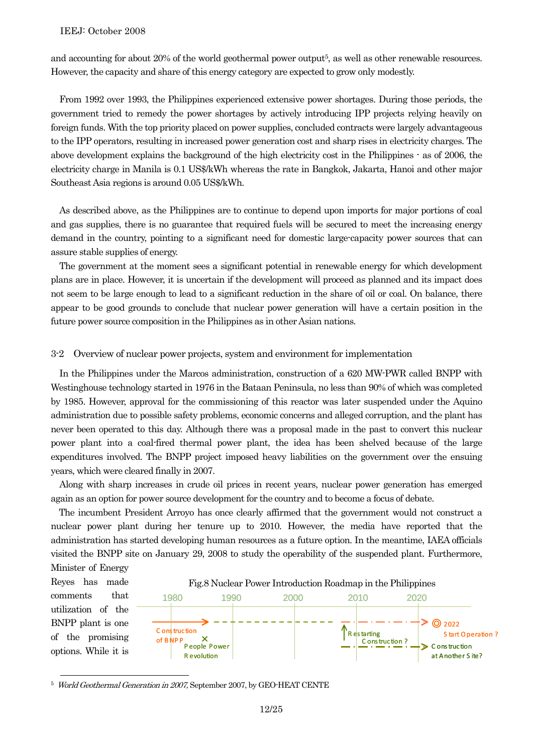and accounting for about 20% of the world geothermal power output[5], as well as other renewable resources. However, the capacity and share of this energy category are expected to grow only modestly.

From 1992 over 1993, the Philippines experienced extensive power shortages. During those periods, the government tried to remedy the power shortages by actively introducing IPP projects relying heavily on foreign funds. With the top priority placed on power supplies, concluded contracts were largely advantageous to the IPP operators, resulting in increased power generation cost and sharp rises in electricity charges. The above development explains the background of the high electricity cost in the Philippines - as of 2006, the electricity charge in Manila is 0.1 US$/kWh whereas the rate in Bangkok, Jakarta, Hanoi and other major Southeast Asia regions is around 0.05 US$/kWh.

As described above, as the Philippines are to continue to depend upon imports for major portions of coal and gas supplies, there is no guarantee that required fuels will be secured to meet the increasing energy demand in the country, pointing to a significant need for domestic large-capacity power sources that can assure stable supplies of energy.

The government at the moment sees a significant potential in renewable energy for which development plans are in place. However, it is uncertain if the development will proceed as planned and its impact does not seem to be large enough to lead to a significant reduction in the share of oil or coal. On balance, there appear to be good grounds to conclude that nuclear power generation will have a certain position in the future power source composition in the Philippines as in other Asian nations.

### 3-2 Overview of nuclear power projects, system and environment for implementation

In the Philippines under the Marcos administration, construction of a 620 MW-PWR called BNPP with Westinghouse technology started in 1976 in the Bataan Peninsula, no less than 90% of which was completed by 1985. However, approval for the commissioning of this reactor was later suspended under the Aquino administration due to possible safety problems, economic concerns and alleged corruption, and the plant has never been operated to this day. Although there was a proposal made in the past to convert this nuclear power plant into a coal-fired thermal power plant, the idea has been shelved because of the large expenditures involved. The BNPP project imposed heavy liabilities on the government over the ensuing years, which were cleared finally in 2007.

Along with sharp increases in crude oil prices in recent years, nuclear power generation has emerged again as an option for power source development for the country and to become a focus of debate.

The incumbent President Arroyo has once clearly affirmed that the government would not construct a nuclear power plant during her tenure up to 2010. However, the media have reported that the administration has started developing human resources as a future option. In the meantime, IAEA officials visited the BNPP site on January 29, 2008 to study the operability of the suspended plant. Furthermore, Minister of Energy Reyes has made comments that utilization of the BNPP plant is one of the promising options. While it is

Fig.8 Nuclear Power Introduction Roadmap in the Philippines

| 1980 | 1990 | 2000 | 2010 | 2020 |
|---|---|---|---|---|
| Construction of BNPP → People Power Revolution (×) | | | Restarting Construction ? | 2022 Start Operation ? / Construction at Another Site? |

[5] *World Geothermal Generation in 2007,* September 2007, by GEO-HEAT CENTE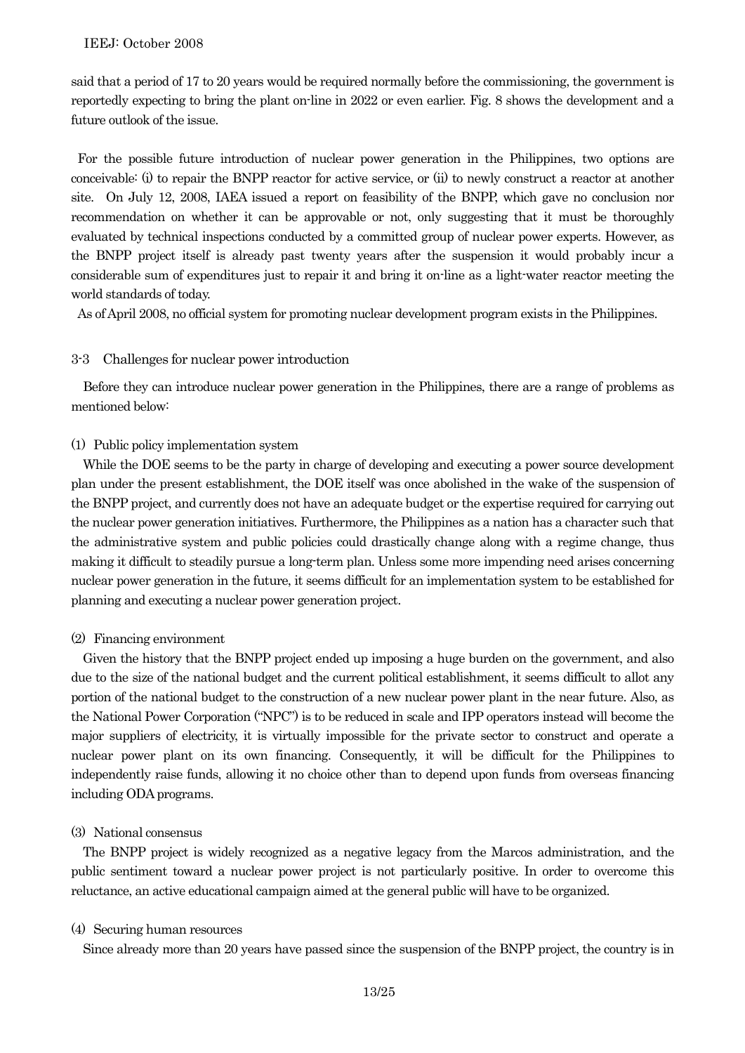said that a period of 17 to 20 years would be required normally before the commissioning, the government is reportedly expecting to bring the plant on-line in 2022 or even earlier. Fig. 8 shows the development and a future outlook of the issue.

For the possible future introduction of nuclear power generation in the Philippines, two options are conceivable: (i) to repair the BNPP reactor for active service, or (ii) to newly construct a reactor at another site. On July 12, 2008, IAEA issued a report on feasibility of the BNPP, which gave no conclusion nor recommendation on whether it can be approvable or not, only suggesting that it must be thoroughly evaluated by technical inspections conducted by a committed group of nuclear power experts. However, as the BNPP project itself is already past twenty years after the suspension it would probably incur a considerable sum of expenditures just to repair it and bring it on-line as a light-water reactor meeting the world standards of today.

As of April 2008, no official system for promoting nuclear development program exists in the Philippines.

### 3-3 Challenges for nuclear power introduction

Before they can introduce nuclear power generation in the Philippines, there are a range of problems as mentioned below:

#### (1) Public policy implementation system

While the DOE seems to be the party in charge of developing and executing a power source development plan under the present establishment, the DOE itself was once abolished in the wake of the suspension of the BNPP project, and currently does not have an adequate budget or the expertise required for carrying out the nuclear power generation initiatives. Furthermore, the Philippines as a nation has a character such that the administrative system and public policies could drastically change along with a regime change, thus making it difficult to steadily pursue a long-term plan. Unless some more impending need arises concerning nuclear power generation in the future, it seems difficult for an implementation system to be established for planning and executing a nuclear power generation project.

#### (2) Financing environment

Given the history that the BNPP project ended up imposing a huge burden on the government, and also due to the size of the national budget and the current political establishment, it seems difficult to allot any portion of the national budget to the construction of a new nuclear power plant in the near future. Also, as the National Power Corporation ("NPC") is to be reduced in scale and IPP operators instead will become the major suppliers of electricity, it is virtually impossible for the private sector to construct and operate a nuclear power plant on its own financing. Consequently, it will be difficult for the Philippines to independently raise funds, allowing it no choice other than to depend upon funds from overseas financing including ODA programs.

#### (3) National consensus

The BNPP project is widely recognized as a negative legacy from the Marcos administration, and the public sentiment toward a nuclear power project is not particularly positive. In order to overcome this reluctance, an active educational campaign aimed at the general public will have to be organized.

#### (4) Securing human resources

Since already more than 20 years have passed since the suspension of the BNPP project, the country is in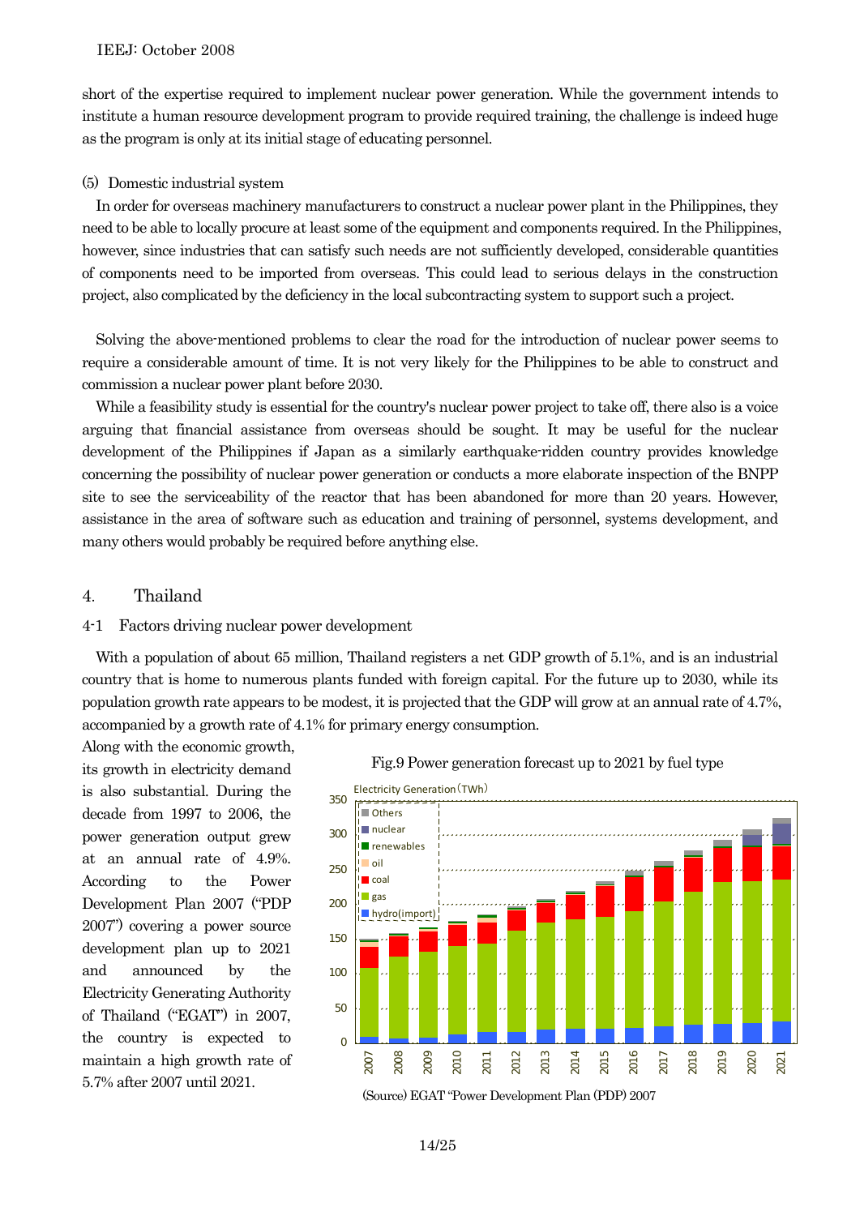short of the expertise required to implement nuclear power generation. While the government intends to institute a human resource development program to provide required training, the challenge is indeed huge as the program is only at its initial stage of educating personnel.

(5) Domestic industrial system

In order for overseas machinery manufacturers to construct a nuclear power plant in the Philippines, they need to be able to locally procure at least some of the equipment and components required. In the Philippines, however, since industries that can satisfy such needs are not sufficiently developed, considerable quantities of components need to be imported from overseas. This could lead to serious delays in the construction project, also complicated by the deficiency in the local subcontracting system to support such a project.

Solving the above-mentioned problems to clear the road for the introduction of nuclear power seems to require a considerable amount of time. It is not very likely for the Philippines to be able to construct and commission a nuclear power plant before 2030.

While a feasibility study is essential for the country's nuclear power project to take off, there also is a voice arguing that financial assistance from overseas should be sought. It may be useful for the nuclear development of the Philippines if Japan as a similarly earthquake-ridden country provides knowledge concerning the possibility of nuclear power generation or conducts a more elaborate inspection of the BNPP site to see the serviceability of the reactor that has been abandoned for more than 20 years. However, assistance in the area of software such as education and training of personnel, systems development, and many others would probably be required before anything else.

## 4. Thailand

### 4-1 Factors driving nuclear power development

With a population of about 65 million, Thailand registers a net GDP growth of 5.1%, and is an industrial country that is home to numerous plants funded with foreign capital. For the future up to 2030, while its population growth rate appears to be modest, it is projected that the GDP will grow at an annual rate of 4.7%, accompanied by a growth rate of 4.1% for primary energy consumption.

Along with the economic growth, its growth in electricity demand is also substantial. During the decade from 1997 to 2006, the power generation output grew at an annual rate of 4.9%. According to the Power Development Plan 2007 ("PDP 2007") covering a power source development plan up to 2021 and announced by the Electricity Generating Authority of Thailand ("EGAT") in 2007, the country is expected to maintain a high growth rate of 5.7% after 2007 until 2021.

Fig.9 Power generation forecast up to 2021 by fuel type

(Source) EGAT "Power Development Plan (PDP) 2007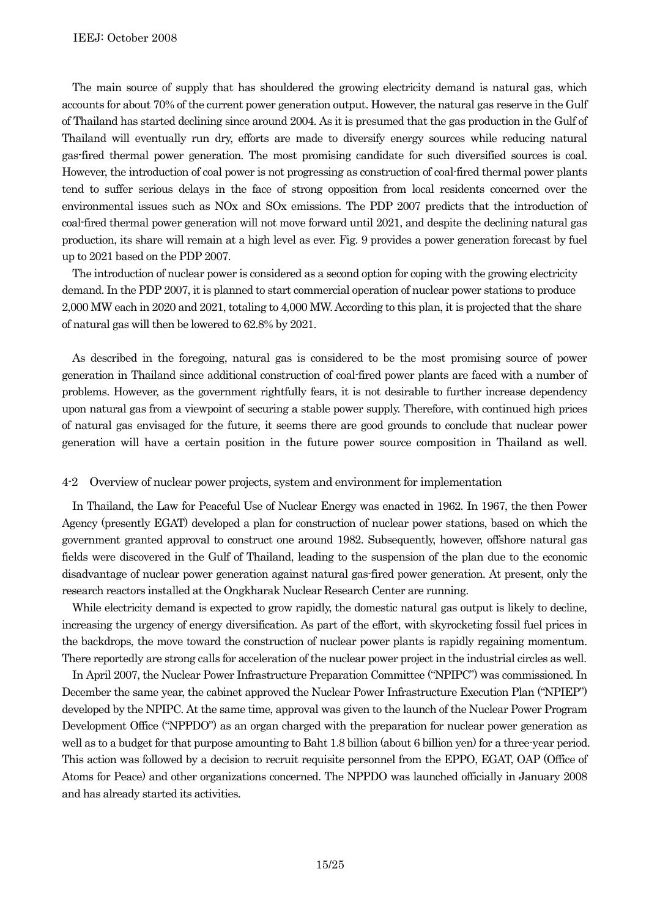The main source of supply that has shouldered the growing electricity demand is natural gas, which accounts for about 70% of the current power generation output. However, the natural gas reserve in the Gulf of Thailand has started declining since around 2004. As it is presumed that the gas production in the Gulf of Thailand will eventually run dry, efforts are made to diversify energy sources while reducing natural gas-fired thermal power generation. The most promising candidate for such diversified sources is coal. However, the introduction of coal power is not progressing as construction of coal-fired thermal power plants tend to suffer serious delays in the face of strong opposition from local residents concerned over the environmental issues such as NOx and SOx emissions. The PDP 2007 predicts that the introduction of coal-fired thermal power generation will not move forward until 2021, and despite the declining natural gas production, its share will remain at a high level as ever. Fig. 9 provides a power generation forecast by fuel up to 2021 based on the PDP 2007.

The introduction of nuclear power is considered as a second option for coping with the growing electricity demand. In the PDP 2007, it is planned to start commercial operation of nuclear power stations to produce 2,000 MW each in 2020 and 2021, totaling to 4,000 MW. According to this plan, it is projected that the share of natural gas will then be lowered to 62.8% by 2021.

As described in the foregoing, natural gas is considered to be the most promising source of power generation in Thailand since additional construction of coal-fired power plants are faced with a number of problems. However, as the government rightfully fears, it is not desirable to further increase dependency upon natural gas from a viewpoint of securing a stable power supply. Therefore, with continued high prices of natural gas envisaged for the future, it seems there are good grounds to conclude that nuclear power generation will have a certain position in the future power source composition in Thailand as well.

### 4-2 Overview of nuclear power projects, system and environment for implementation

In Thailand, the Law for Peaceful Use of Nuclear Energy was enacted in 1962. In 1967, the then Power Agency (presently EGAT) developed a plan for construction of nuclear power stations, based on which the government granted approval to construct one around 1982. Subsequently, however, offshore natural gas fields were discovered in the Gulf of Thailand, leading to the suspension of the plan due to the economic disadvantage of nuclear power generation against natural gas-fired power generation. At present, only the research reactors installed at the Ongkharak Nuclear Research Center are running.

While electricity demand is expected to grow rapidly, the domestic natural gas output is likely to decline, increasing the urgency of energy diversification. As part of the effort, with skyrocketing fossil fuel prices in the backdrops, the move toward the construction of nuclear power plants is rapidly regaining momentum. There reportedly are strong calls for acceleration of the nuclear power project in the industrial circles as well.

In April 2007, the Nuclear Power Infrastructure Preparation Committee ("NPIPC") was commissioned. In December the same year, the cabinet approved the Nuclear Power Infrastructure Execution Plan ("NPIEP") developed by the NPIPC. At the same time, approval was given to the launch of the Nuclear Power Program Development Office ("NPPDO") as an organ charged with the preparation for nuclear power generation as well as to a budget for that purpose amounting to Baht 1.8 billion (about 6 billion yen) for a three-year period. This action was followed by a decision to recruit requisite personnel from the EPPO, EGAT, OAP (Office of Atoms for Peace) and other organizations concerned. The NPPDO was launched officially in January 2008 and has already started its activities.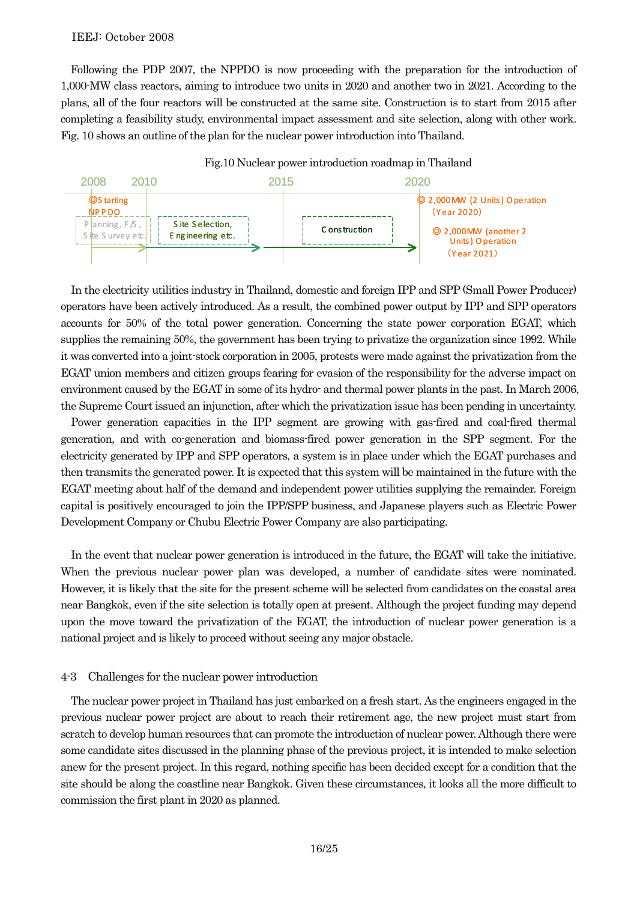Following the PDP 2007, the NPPDO is now proceeding with the preparation for the introduction of 1,000-MW class reactors, aiming to introduce two units in 2020 and another two in 2021. According to the plans, all of the four reactors will be constructed at the same site. Construction is to start from 2015 after completing a feasibility study, environmental impact assessment and site selection, along with other work. Fig. 10 shows an outline of the plan for the nuclear power introduction into Thailand.

Fig.10 Nuclear power introduction roadmap in Thailand

| 2008 | 2010 | 2015 | 2020 |
|---|---|---|---|
| ◎Starting NPPDO; Planning, F/S, Site Survey etc. | Site Selection, Engineering etc. | Construction | ◎ 2,000MW (2 Units) Operation (Year 2020); ◎ 2,000MW (another 2 Units) Operation (Year 2021) |

In the electricity utilities industry in Thailand, domestic and foreign IPP and SPP (Small Power Producer) operators have been actively introduced. As a result, the combined power output by IPP and SPP operators accounts for 50% of the total power generation. Concerning the state power corporation EGAT, which supplies the remaining 50%, the government has been trying to privatize the organization since 1992. While it was converted into a joint-stock corporation in 2005, protests were made against the privatization from the EGAT union members and citizen groups fearing for evasion of the responsibility for the adverse impact on environment caused by the EGAT in some of its hydro- and thermal power plants in the past. In March 2006, the Supreme Court issued an injunction, after which the privatization issue has been pending in uncertainty.

Power generation capacities in the IPP segment are growing with gas-fired and coal-fired thermal generation, and with co-generation and biomass-fired power generation in the SPP segment. For the electricity generated by IPP and SPP operators, a system is in place under which the EGAT purchases and then transmits the generated power. It is expected that this system will be maintained in the future with the EGAT meeting about half of the demand and independent power utilities supplying the remainder. Foreign capital is positively encouraged to join the IPP/SPP business, and Japanese players such as Electric Power Development Company or Chubu Electric Power Company are also participating.

In the event that nuclear power generation is introduced in the future, the EGAT will take the initiative. When the previous nuclear power plan was developed, a number of candidate sites were nominated. However, it is likely that the site for the present scheme will be selected from candidates on the coastal area near Bangkok, even if the site selection is totally open at present. Although the project funding may depend upon the move toward the privatization of the EGAT, the introduction of nuclear power generation is a national project and is likely to proceed without seeing any major obstacle.

### 4-3 Challenges for the nuclear power introduction

The nuclear power project in Thailand has just embarked on a fresh start. As the engineers engaged in the previous nuclear power project are about to reach their retirement age, the new project must start from scratch to develop human resources that can promote the introduction of nuclear power. Although there were some candidate sites discussed in the planning phase of the previous project, it is intended to make selection anew for the present project. In this regard, nothing specific has been decided except for a condition that the site should be along the coastline near Bangkok. Given these circumstances, it looks all the more difficult to commission the first plant in 2020 as planned.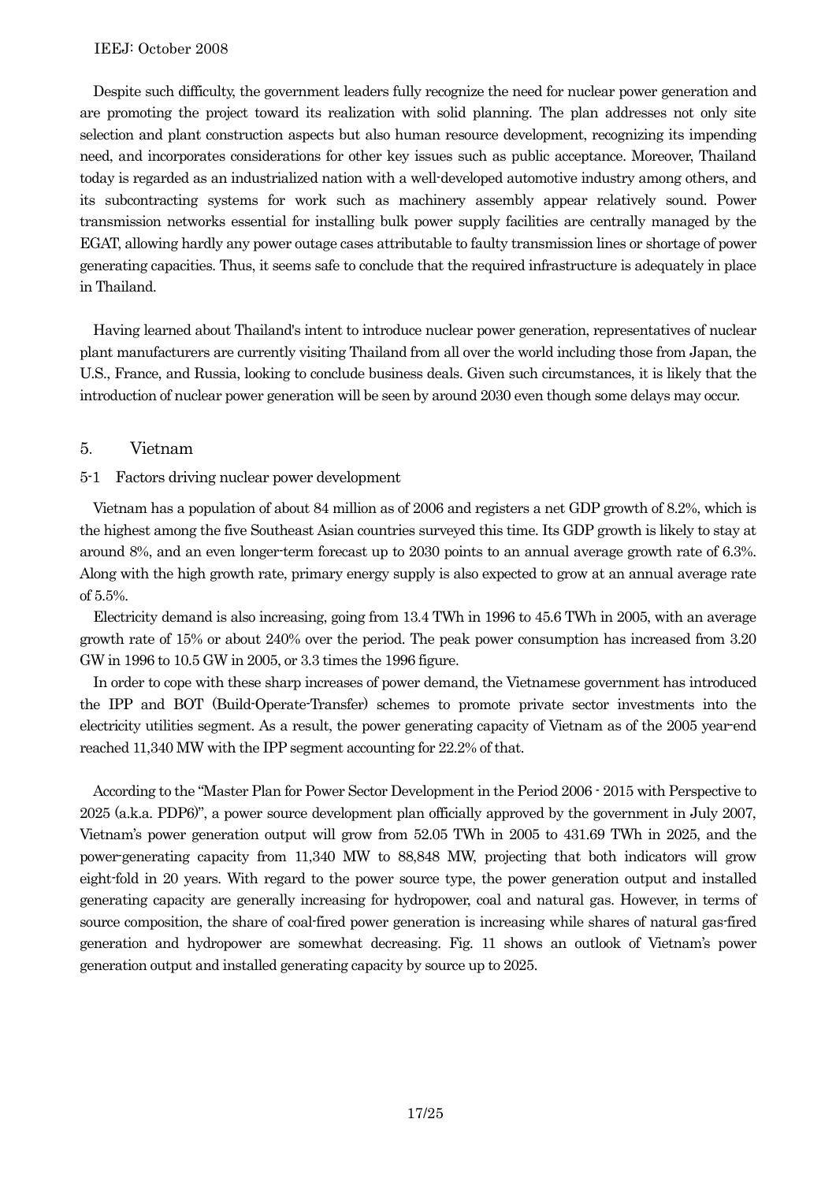Despite such difficulty, the government leaders fully recognize the need for nuclear power generation and are promoting the project toward its realization with solid planning. The plan addresses not only site selection and plant construction aspects but also human resource development, recognizing its impending need, and incorporates considerations for other key issues such as public acceptance. Moreover, Thailand today is regarded as an industrialized nation with a well-developed automotive industry among others, and its subcontracting systems for work such as machinery assembly appear relatively sound. Power transmission networks essential for installing bulk power supply facilities are centrally managed by the EGAT, allowing hardly any power outage cases attributable to faulty transmission lines or shortage of power generating capacities. Thus, it seems safe to conclude that the required infrastructure is adequately in place in Thailand.

Having learned about Thailand's intent to introduce nuclear power generation, representatives of nuclear plant manufacturers are currently visiting Thailand from all over the world including those from Japan, the U.S., France, and Russia, looking to conclude business deals. Given such circumstances, it is likely that the introduction of nuclear power generation will be seen by around 2030 even though some delays may occur.

## 5. Vietnam

### 5-1 Factors driving nuclear power development

Vietnam has a population of about 84 million as of 2006 and registers a net GDP growth of 8.2%, which is the highest among the five Southeast Asian countries surveyed this time. Its GDP growth is likely to stay at around 8%, and an even longer-term forecast up to 2030 points to an annual average growth rate of 6.3%. Along with the high growth rate, primary energy supply is also expected to grow at an annual average rate of 5.5%.

Electricity demand is also increasing, going from 13.4 TWh in 1996 to 45.6 TWh in 2005, with an average growth rate of 15% or about 240% over the period. The peak power consumption has increased from 3.20 GW in 1996 to 10.5 GW in 2005, or 3.3 times the 1996 figure.

In order to cope with these sharp increases of power demand, the Vietnamese government has introduced the IPP and BOT (Build-Operate-Transfer) schemes to promote private sector investments into the electricity utilities segment. As a result, the power generating capacity of Vietnam as of the 2005 year-end reached 11,340 MW with the IPP segment accounting for 22.2% of that.

According to the "Master Plan for Power Sector Development in the Period 2006 - 2015 with Perspective to 2025 (a.k.a. PDP6)", a power source development plan officially approved by the government in July 2007, Vietnam's power generation output will grow from 52.05 TWh in 2005 to 431.69 TWh in 2025, and the power-generating capacity from 11,340 MW to 88,848 MW, projecting that both indicators will grow eight-fold in 20 years. With regard to the power source type, the power generation output and installed generating capacity are generally increasing for hydropower, coal and natural gas. However, in terms of source composition, the share of coal-fired power generation is increasing while shares of natural gas-fired generation and hydropower are somewhat decreasing. Fig. 11 shows an outlook of Vietnam's power generation output and installed generating capacity by source up to 2025.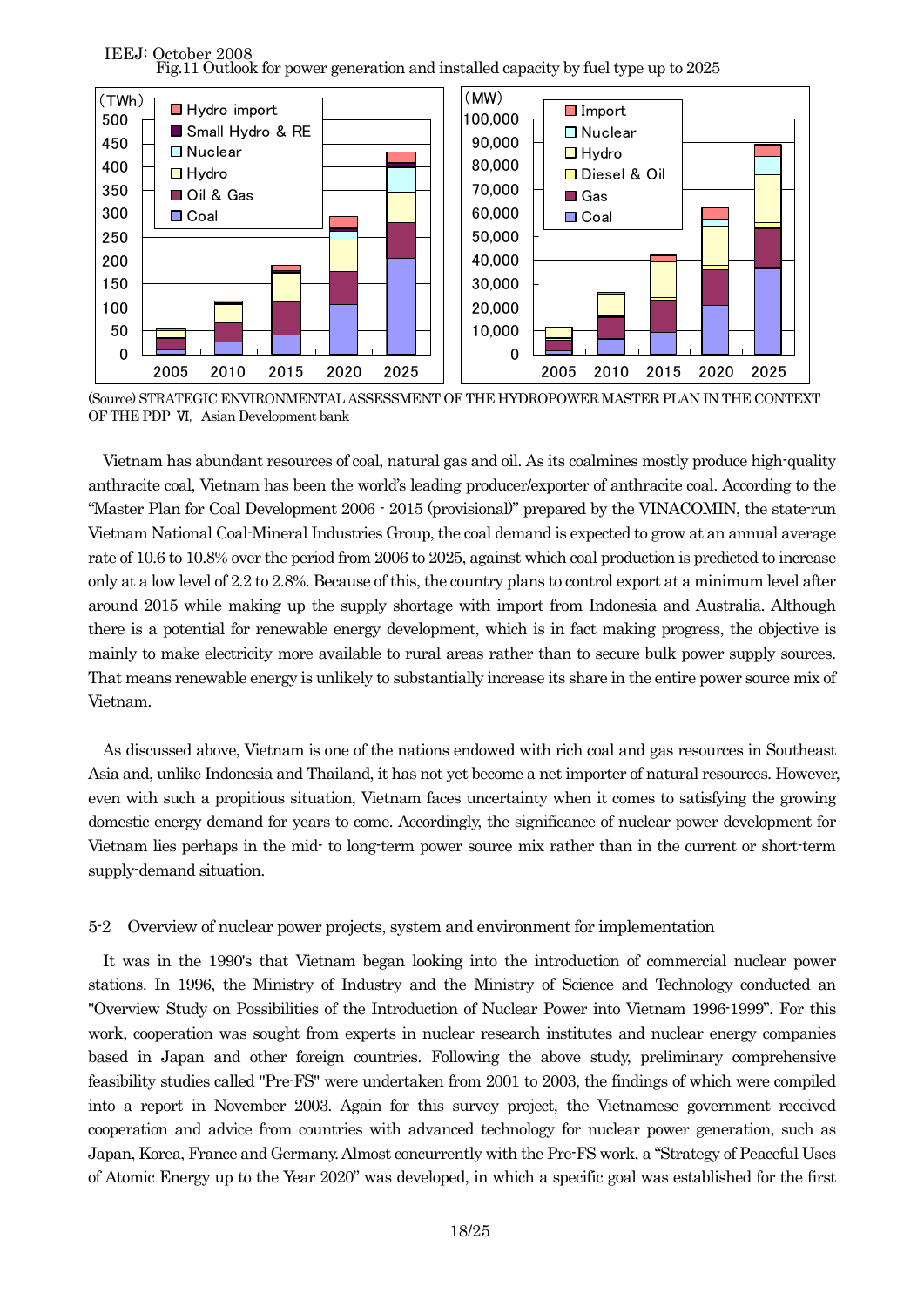Fig.11 Outlook for power generation and installed capacity by fuel type up to 2025

(Source) STRATEGIC ENVIRONMENTAL ASSESSMENT OF THE HYDROPOWER MASTER PLAN IN THE CONTEXT OF THE PDP Ⅵ, Asian Development bank

Vietnam has abundant resources of coal, natural gas and oil. As its coalmines mostly produce high-quality anthracite coal, Vietnam has been the world's leading producer/exporter of anthracite coal. According to the "Master Plan for Coal Development 2006 - 2015 (provisional)" prepared by the VINACOMIN, the state-run Vietnam National Coal-Mineral Industries Group, the coal demand is expected to grow at an annual average rate of 10.6 to 10.8% over the period from 2006 to 2025, against which coal production is predicted to increase only at a low level of 2.2 to 2.8%. Because of this, the country plans to control export at a minimum level after around 2015 while making up the supply shortage with import from Indonesia and Australia. Although there is a potential for renewable energy development, which is in fact making progress, the objective is mainly to make electricity more available to rural areas rather than to secure bulk power supply sources. That means renewable energy is unlikely to substantially increase its share in the entire power source mix of Vietnam.

As discussed above, Vietnam is one of the nations endowed with rich coal and gas resources in Southeast Asia and, unlike Indonesia and Thailand, it has not yet become a net importer of natural resources. However, even with such a propitious situation, Vietnam faces uncertainty when it comes to satisfying the growing domestic energy demand for years to come. Accordingly, the significance of nuclear power development for Vietnam lies perhaps in the mid- to long-term power source mix rather than in the current or short-term supply-demand situation.

### 5-2 Overview of nuclear power projects, system and environment for implementation

It was in the 1990's that Vietnam began looking into the introduction of commercial nuclear power stations. In 1996, the Ministry of Industry and the Ministry of Science and Technology conducted an "Overview Study on Possibilities of the Introduction of Nuclear Power into Vietnam 1996-1999". For this work, cooperation was sought from experts in nuclear research institutes and nuclear energy companies based in Japan and other foreign countries. Following the above study, preliminary comprehensive feasibility studies called "Pre-FS" were undertaken from 2001 to 2003, the findings of which were compiled into a report in November 2003. Again for this survey project, the Vietnamese government received cooperation and advice from countries with advanced technology for nuclear power generation, such as Japan, Korea, France and Germany. Almost concurrently with the Pre-FS work, a "Strategy of Peaceful Uses of Atomic Energy up to the Year 2020" was developed, in which a specific goal was established for the first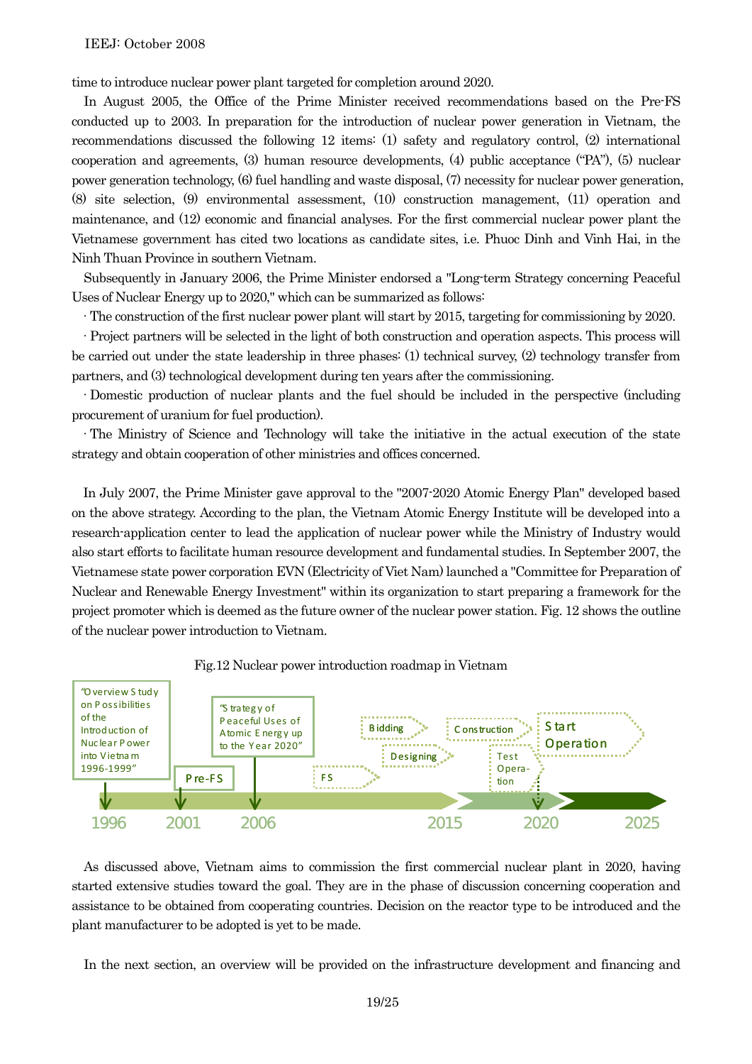time to introduce nuclear power plant targeted for completion around 2020.

In August 2005, the Office of the Prime Minister received recommendations based on the Pre-FS conducted up to 2003. In preparation for the introduction of nuclear power generation in Vietnam, the recommendations discussed the following 12 items: (1) safety and regulatory control, (2) international cooperation and agreements, (3) human resource developments, (4) public acceptance ("PA"), (5) nuclear power generation technology, (6) fuel handling and waste disposal, (7) necessity for nuclear power generation, (8) site selection, (9) environmental assessment, (10) construction management, (11) operation and maintenance, and (12) economic and financial analyses. For the first commercial nuclear power plant the Vietnamese government has cited two locations as candidate sites, i.e. Phuoc Dinh and Vinh Hai, in the Ninh Thuan Province in southern Vietnam.

Subsequently in January 2006, the Prime Minister endorsed a "Long-term Strategy concerning Peaceful Uses of Nuclear Energy up to 2020," which can be summarized as follows:

· The construction of the first nuclear power plant will start by 2015, targeting for commissioning by 2020.

· Project partners will be selected in the light of both construction and operation aspects. This process will be carried out under the state leadership in three phases: (1) technical survey, (2) technology transfer from partners, and (3) technological development during ten years after the commissioning.

· Domestic production of nuclear plants and the fuel should be included in the perspective (including procurement of uranium for fuel production).

· The Ministry of Science and Technology will take the initiative in the actual execution of the state strategy and obtain cooperation of other ministries and offices concerned.

In July 2007, the Prime Minister gave approval to the "2007-2020 Atomic Energy Plan" developed based on the above strategy. According to the plan, the Vietnam Atomic Energy Institute will be developed into a research-application center to lead the application of nuclear power while the Ministry of Industry would also start efforts to facilitate human resource development and fundamental studies. In September 2007, the Vietnamese state power corporation EVN (Electricity of Viet Nam) launched a "Committee for Preparation of Nuclear and Renewable Energy Investment" within its organization to start preparing a framework for the project promoter which is deemed as the future owner of the nuclear power station. Fig. 12 shows the outline of the nuclear power introduction to Vietnam.

Fig.12 Nuclear power introduction roadmap in Vietnam

"Overview Study on Possibilities of the Introduction of Nuclear Power into Vietnam 1996-1999" | Pre-FS | "Strategy of Peaceful Uses of Atomic Energy up to the Year 2020" | FS | Bidding | Designing | Construction | Test Operation | Start Operation

1996 | 2001 | 2006 | 2015 | 2020 | 2025

As discussed above, Vietnam aims to commission the first commercial nuclear plant in 2020, having started extensive studies toward the goal. They are in the phase of discussion concerning cooperation and assistance to be obtained from cooperating countries. Decision on the reactor type to be introduced and the plant manufacturer to be adopted is yet to be made.

In the next section, an overview will be provided on the infrastructure development and financing and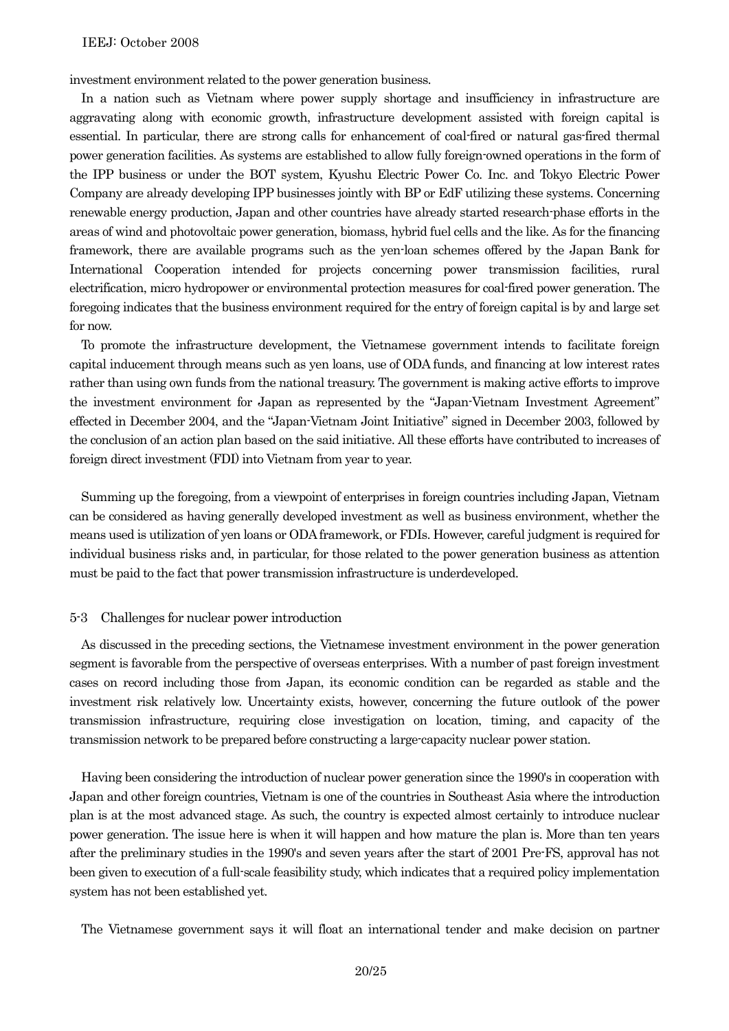investment environment related to the power generation business.

In a nation such as Vietnam where power supply shortage and insufficiency in infrastructure are aggravating along with economic growth, infrastructure development assisted with foreign capital is essential. In particular, there are strong calls for enhancement of coal-fired or natural gas-fired thermal power generation facilities. As systems are established to allow fully foreign-owned operations in the form of the IPP business or under the BOT system, Kyushu Electric Power Co. Inc. and Tokyo Electric Power Company are already developing IPP businesses jointly with BP or EdF utilizing these systems. Concerning renewable energy production, Japan and other countries have already started research-phase efforts in the areas of wind and photovoltaic power generation, biomass, hybrid fuel cells and the like. As for the financing framework, there are available programs such as the yen-loan schemes offered by the Japan Bank for International Cooperation intended for projects concerning power transmission facilities, rural electrification, micro hydropower or environmental protection measures for coal-fired power generation. The foregoing indicates that the business environment required for the entry of foreign capital is by and large set for now.

To promote the infrastructure development, the Vietnamese government intends to facilitate foreign capital inducement through means such as yen loans, use of ODA funds, and financing at low interest rates rather than using own funds from the national treasury. The government is making active efforts to improve the investment environment for Japan as represented by the "Japan-Vietnam Investment Agreement" effected in December 2004, and the "Japan-Vietnam Joint Initiative" signed in December 2003, followed by the conclusion of an action plan based on the said initiative. All these efforts have contributed to increases of foreign direct investment (FDI) into Vietnam from year to year.

Summing up the foregoing, from a viewpoint of enterprises in foreign countries including Japan, Vietnam can be considered as having generally developed investment as well as business environment, whether the means used is utilization of yen loans or ODA framework, or FDIs. However, careful judgment is required for individual business risks and, in particular, for those related to the power generation business as attention must be paid to the fact that power transmission infrastructure is underdeveloped.

### 5-3 Challenges for nuclear power introduction

As discussed in the preceding sections, the Vietnamese investment environment in the power generation segment is favorable from the perspective of overseas enterprises. With a number of past foreign investment cases on record including those from Japan, its economic condition can be regarded as stable and the investment risk relatively low. Uncertainty exists, however, concerning the future outlook of the power transmission infrastructure, requiring close investigation on location, timing, and capacity of the transmission network to be prepared before constructing a large-capacity nuclear power station.

Having been considering the introduction of nuclear power generation since the 1990's in cooperation with Japan and other foreign countries, Vietnam is one of the countries in Southeast Asia where the introduction plan is at the most advanced stage. As such, the country is expected almost certainly to introduce nuclear power generation. The issue here is when it will happen and how mature the plan is. More than ten years after the preliminary studies in the 1990's and seven years after the start of 2001 Pre-FS, approval has not been given to execution of a full-scale feasibility study, which indicates that a required policy implementation system has not been established yet.

The Vietnamese government says it will float an international tender and make decision on partner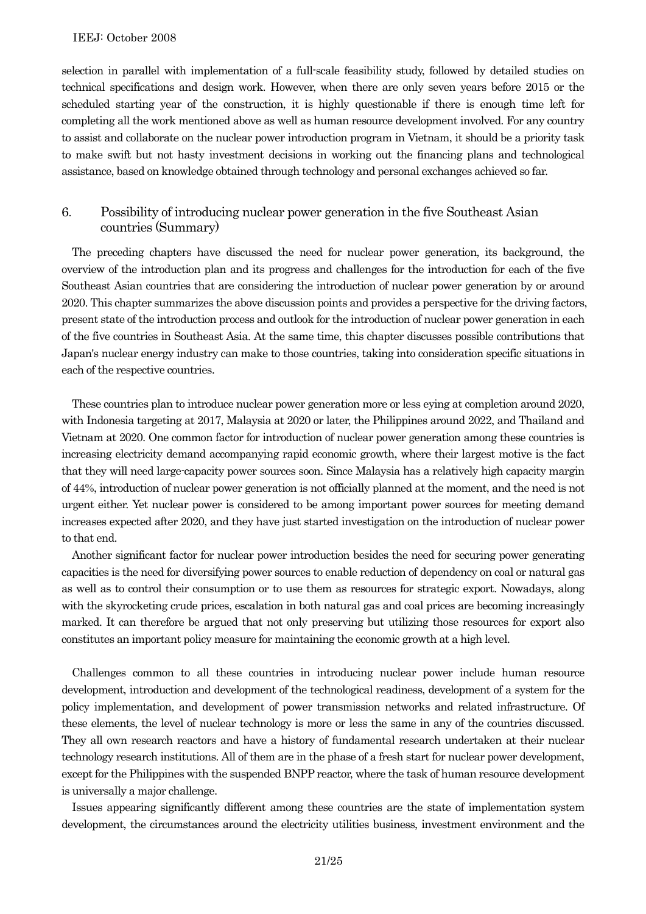selection in parallel with implementation of a full-scale feasibility study, followed by detailed studies on technical specifications and design work. However, when there are only seven years before 2015 or the scheduled starting year of the construction, it is highly questionable if there is enough time left for completing all the work mentioned above as well as human resource development involved. For any country to assist and collaborate on the nuclear power introduction program in Vietnam, it should be a priority task to make swift but not hasty investment decisions in working out the financing plans and technological assistance, based on knowledge obtained through technology and personal exchanges achieved so far.

## 6. Possibility of introducing nuclear power generation in the five Southeast Asian countries (Summary)

The preceding chapters have discussed the need for nuclear power generation, its background, the overview of the introduction plan and its progress and challenges for the introduction for each of the five Southeast Asian countries that are considering the introduction of nuclear power generation by or around 2020. This chapter summarizes the above discussion points and provides a perspective for the driving factors, present state of the introduction process and outlook for the introduction of nuclear power generation in each of the five countries in Southeast Asia. At the same time, this chapter discusses possible contributions that Japan's nuclear energy industry can make to those countries, taking into consideration specific situations in each of the respective countries.

These countries plan to introduce nuclear power generation more or less eying at completion around 2020, with Indonesia targeting at 2017, Malaysia at 2020 or later, the Philippines around 2022, and Thailand and Vietnam at 2020. One common factor for introduction of nuclear power generation among these countries is increasing electricity demand accompanying rapid economic growth, where their largest motive is the fact that they will need large-capacity power sources soon. Since Malaysia has a relatively high capacity margin of 44%, introduction of nuclear power generation is not officially planned at the moment, and the need is not urgent either. Yet nuclear power is considered to be among important power sources for meeting demand increases expected after 2020, and they have just started investigation on the introduction of nuclear power to that end.

Another significant factor for nuclear power introduction besides the need for securing power generating capacities is the need for diversifying power sources to enable reduction of dependency on coal or natural gas as well as to control their consumption or to use them as resources for strategic export. Nowadays, along with the skyrocketing crude prices, escalation in both natural gas and coal prices are becoming increasingly marked. It can therefore be argued that not only preserving but utilizing those resources for export also constitutes an important policy measure for maintaining the economic growth at a high level.

Challenges common to all these countries in introducing nuclear power include human resource development, introduction and development of the technological readiness, development of a system for the policy implementation, and development of power transmission networks and related infrastructure. Of these elements, the level of nuclear technology is more or less the same in any of the countries discussed. They all own research reactors and have a history of fundamental research undertaken at their nuclear technology research institutions. All of them are in the phase of a fresh start for nuclear power development, except for the Philippines with the suspended BNPP reactor, where the task of human resource development is universally a major challenge.

Issues appearing significantly different among these countries are the state of implementation system development, the circumstances around the electricity utilities business, investment environment and the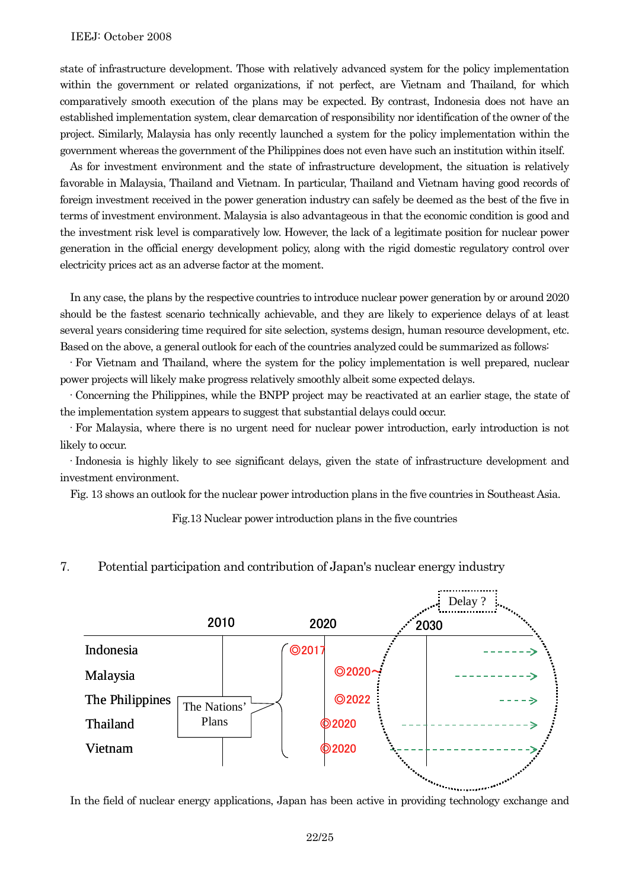state of infrastructure development. Those with relatively advanced system for the policy implementation within the government or related organizations, if not perfect, are Vietnam and Thailand, for which comparatively smooth execution of the plans may be expected. By contrast, Indonesia does not have an established implementation system, clear demarcation of responsibility nor identification of the owner of the project. Similarly, Malaysia has only recently launched a system for the policy implementation within the government whereas the government of the Philippines does not even have such an institution within itself.

As for investment environment and the state of infrastructure development, the situation is relatively favorable in Malaysia, Thailand and Vietnam. In particular, Thailand and Vietnam having good records of foreign investment received in the power generation industry can safely be deemed as the best of the five in terms of investment environment. Malaysia is also advantageous in that the economic condition is good and the investment risk level is comparatively low. However, the lack of a legitimate position for nuclear power generation in the official energy development policy, along with the rigid domestic regulatory control over electricity prices act as an adverse factor at the moment.

In any case, the plans by the respective countries to introduce nuclear power generation by or around 2020 should be the fastest scenario technically achievable, and they are likely to experience delays of at least several years considering time required for site selection, systems design, human resource development, etc. Based on the above, a general outlook for each of the countries analyzed could be summarized as follows:

· For Vietnam and Thailand, where the system for the policy implementation is well prepared, nuclear power projects will likely make progress relatively smoothly albeit some expected delays.

· Concerning the Philippines, while the BNPP project may be reactivated at an earlier stage, the state of the implementation system appears to suggest that substantial delays could occur.

· For Malaysia, where there is no urgent need for nuclear power introduction, early introduction is not likely to occur.

· Indonesia is highly likely to see significant delays, given the state of infrastructure development and investment environment.

Fig. 13 shows an outlook for the nuclear power introduction plans in the five countries in Southeast Asia.

Fig.13 Nuclear power introduction plans in the five countries

| | 2010 | 2020 | 2030 (Delay ?) |
|---|---|---|---|
| Indonesia | | ◎2017 | - - - - - - -> |
| Malaysia | | ◎2020～ | - - - - - - - - - - -> |
| The Philippines | | ◎2022 | - - - -> |
| Thailand | | ◎2020 | - - - - - - - - - - - - - - - -> |
| Vietnam | | ◎2020 | - - - - - - - - - - - - - - - - - -> |

(The Nations' Plans)

## 7. Potential participation and contribution of Japan's nuclear energy industry

In the field of nuclear energy applications, Japan has been active in providing technology exchange and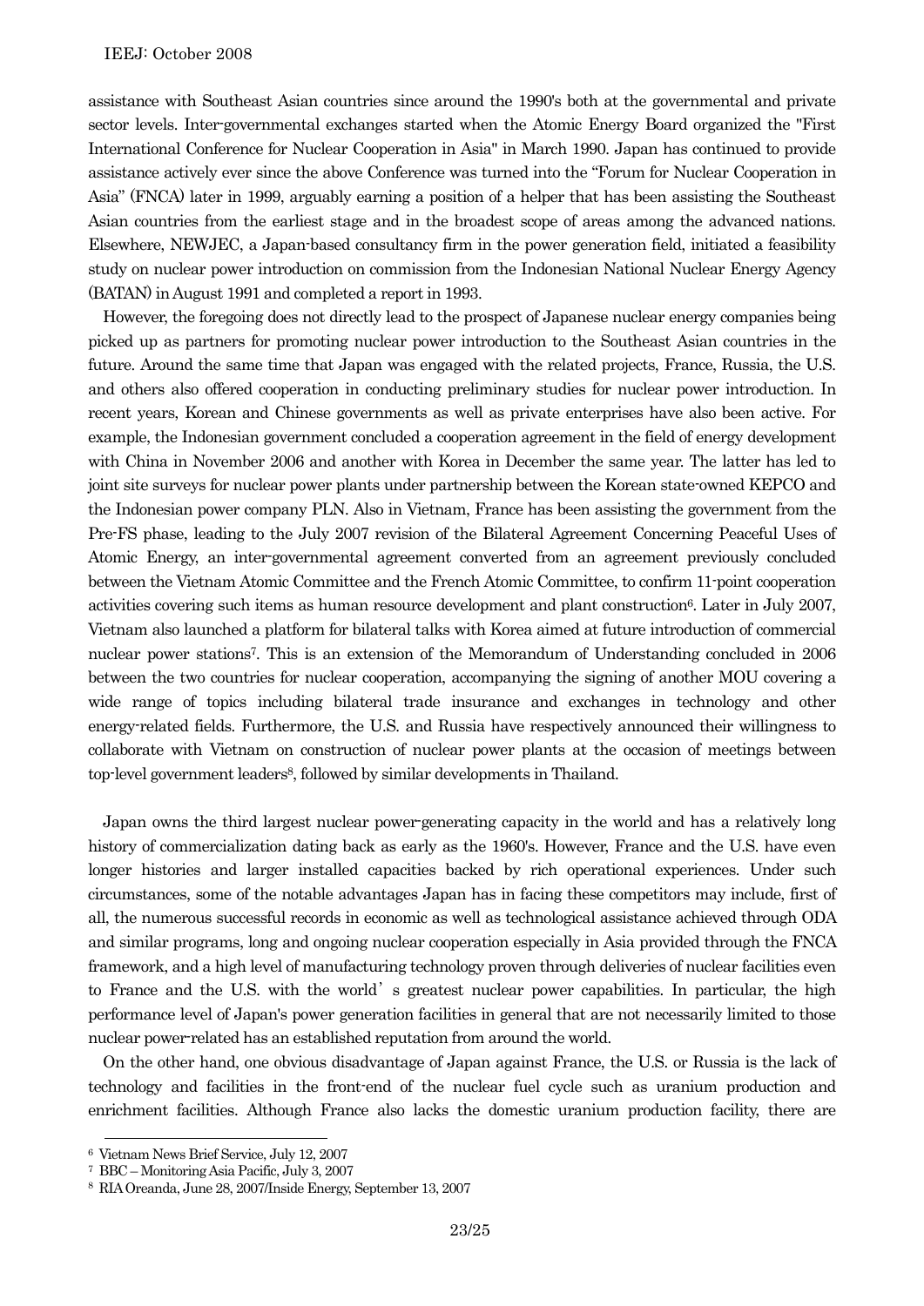assistance with Southeast Asian countries since around the 1990's both at the governmental and private sector levels. Inter-governmental exchanges started when the Atomic Energy Board organized the "First International Conference for Nuclear Cooperation in Asia" in March 1990. Japan has continued to provide assistance actively ever since the above Conference was turned into the "Forum for Nuclear Cooperation in Asia" (FNCA) later in 1999, arguably earning a position of a helper that has been assisting the Southeast Asian countries from the earliest stage and in the broadest scope of areas among the advanced nations. Elsewhere, NEWJEC, a Japan-based consultancy firm in the power generation field, initiated a feasibility study on nuclear power introduction on commission from the Indonesian National Nuclear Energy Agency (BATAN) in August 1991 and completed a report in 1993.

However, the foregoing does not directly lead to the prospect of Japanese nuclear energy companies being picked up as partners for promoting nuclear power introduction to the Southeast Asian countries in the future. Around the same time that Japan was engaged with the related projects, France, Russia, the U.S. and others also offered cooperation in conducting preliminary studies for nuclear power introduction. In recent years, Korean and Chinese governments as well as private enterprises have also been active. For example, the Indonesian government concluded a cooperation agreement in the field of energy development with China in November 2006 and another with Korea in December the same year. The latter has led to joint site surveys for nuclear power plants under partnership between the Korean state-owned KEPCO and the Indonesian power company PLN. Also in Vietnam, France has been assisting the government from the Pre-FS phase, leading to the July 2007 revision of the Bilateral Agreement Concerning Peaceful Uses of Atomic Energy, an inter-governmental agreement converted from an agreement previously concluded between the Vietnam Atomic Committee and the French Atomic Committee, to confirm 11-point cooperation activities covering such items as human resource development and plant construction[6]. Later in July 2007, Vietnam also launched a platform for bilateral talks with Korea aimed at future introduction of commercial nuclear power stations[7]. This is an extension of the Memorandum of Understanding concluded in 2006 between the two countries for nuclear cooperation, accompanying the signing of another MOU covering a wide range of topics including bilateral trade insurance and exchanges in technology and other energy-related fields. Furthermore, the U.S. and Russia have respectively announced their willingness to collaborate with Vietnam on construction of nuclear power plants at the occasion of meetings between top-level government leaders[8], followed by similar developments in Thailand.

Japan owns the third largest nuclear power-generating capacity in the world and has a relatively long history of commercialization dating back as early as the 1960's. However, France and the U.S. have even longer histories and larger installed capacities backed by rich operational experiences. Under such circumstances, some of the notable advantages Japan has in facing these competitors may include, first of all, the numerous successful records in economic as well as technological assistance achieved through ODA and similar programs, long and ongoing nuclear cooperation especially in Asia provided through the FNCA framework, and a high level of manufacturing technology proven through deliveries of nuclear facilities even to France and the U.S. with the world's greatest nuclear power capabilities. In particular, the high performance level of Japan's power generation facilities in general that are not necessarily limited to those nuclear power-related has an established reputation from around the world.

On the other hand, one obvious disadvantage of Japan against France, the U.S. or Russia is the lack of technology and facilities in the front-end of the nuclear fuel cycle such as uranium production and enrichment facilities. Although France also lacks the domestic uranium production facility, there are

---

[6] Vietnam News Brief Service, July 12, 2007

[7] BBC – Monitoring Asia Pacific, July 3, 2007

[8] RIA Oreanda, June 28, 2007/Inside Energy, September 13, 2007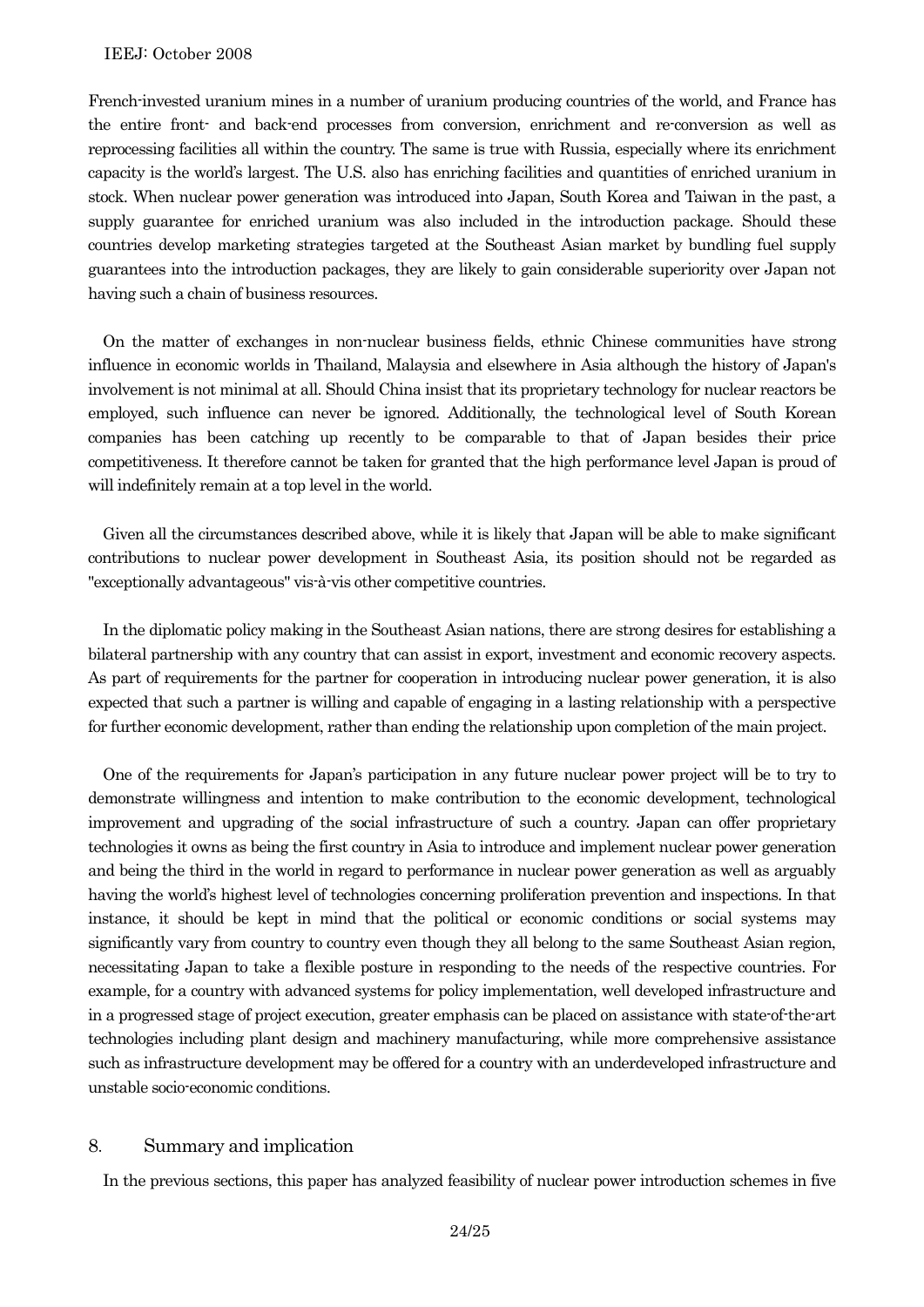French-invested uranium mines in a number of uranium producing countries of the world, and France has the entire front- and back-end processes from conversion, enrichment and re-conversion as well as reprocessing facilities all within the country. The same is true with Russia, especially where its enrichment capacity is the world's largest. The U.S. also has enriching facilities and quantities of enriched uranium in stock. When nuclear power generation was introduced into Japan, South Korea and Taiwan in the past, a supply guarantee for enriched uranium was also included in the introduction package. Should these countries develop marketing strategies targeted at the Southeast Asian market by bundling fuel supply guarantees into the introduction packages, they are likely to gain considerable superiority over Japan not having such a chain of business resources.

On the matter of exchanges in non-nuclear business fields, ethnic Chinese communities have strong influence in economic worlds in Thailand, Malaysia and elsewhere in Asia although the history of Japan's involvement is not minimal at all. Should China insist that its proprietary technology for nuclear reactors be employed, such influence can never be ignored. Additionally, the technological level of South Korean companies has been catching up recently to be comparable to that of Japan besides their price competitiveness. It therefore cannot be taken for granted that the high performance level Japan is proud of will indefinitely remain at a top level in the world.

Given all the circumstances described above, while it is likely that Japan will be able to make significant contributions to nuclear power development in Southeast Asia, its position should not be regarded as "exceptionally advantageous" vis-à-vis other competitive countries.

In the diplomatic policy making in the Southeast Asian nations, there are strong desires for establishing a bilateral partnership with any country that can assist in export, investment and economic recovery aspects. As part of requirements for the partner for cooperation in introducing nuclear power generation, it is also expected that such a partner is willing and capable of engaging in a lasting relationship with a perspective for further economic development, rather than ending the relationship upon completion of the main project.

One of the requirements for Japan's participation in any future nuclear power project will be to try to demonstrate willingness and intention to make contribution to the economic development, technological improvement and upgrading of the social infrastructure of such a country. Japan can offer proprietary technologies it owns as being the first country in Asia to introduce and implement nuclear power generation and being the third in the world in regard to performance in nuclear power generation as well as arguably having the world's highest level of technologies concerning proliferation prevention and inspections. In that instance, it should be kept in mind that the political or economic conditions or social systems may significantly vary from country to country even though they all belong to the same Southeast Asian region, necessitating Japan to take a flexible posture in responding to the needs of the respective countries. For example, for a country with advanced systems for policy implementation, well developed infrastructure and in a progressed stage of project execution, greater emphasis can be placed on assistance with state-of-the-art technologies including plant design and machinery manufacturing, while more comprehensive assistance such as infrastructure development may be offered for a country with an underdeveloped infrastructure and unstable socio-economic conditions.

## 8. Summary and implication

In the previous sections, this paper has analyzed feasibility of nuclear power introduction schemes in five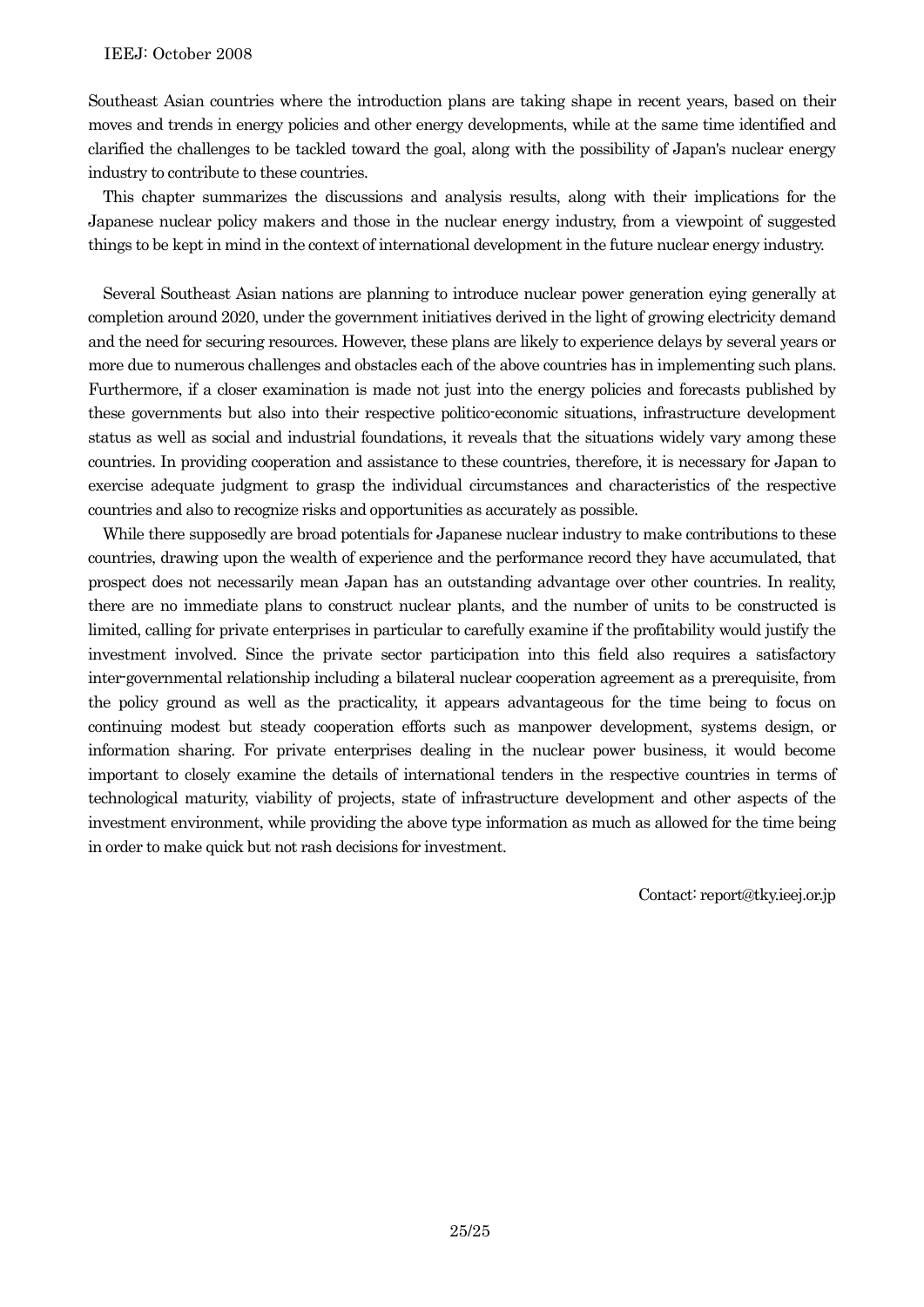Southeast Asian countries where the introduction plans are taking shape in recent years, based on their moves and trends in energy policies and other energy developments, while at the same time identified and clarified the challenges to be tackled toward the goal, along with the possibility of Japan's nuclear energy industry to contribute to these countries.

This chapter summarizes the discussions and analysis results, along with their implications for the Japanese nuclear policy makers and those in the nuclear energy industry, from a viewpoint of suggested things to be kept in mind in the context of international development in the future nuclear energy industry.

Several Southeast Asian nations are planning to introduce nuclear power generation eying generally at completion around 2020, under the government initiatives derived in the light of growing electricity demand and the need for securing resources. However, these plans are likely to experience delays by several years or more due to numerous challenges and obstacles each of the above countries has in implementing such plans. Furthermore, if a closer examination is made not just into the energy policies and forecasts published by these governments but also into their respective politico-economic situations, infrastructure development status as well as social and industrial foundations, it reveals that the situations widely vary among these countries. In providing cooperation and assistance to these countries, therefore, it is necessary for Japan to exercise adequate judgment to grasp the individual circumstances and characteristics of the respective countries and also to recognize risks and opportunities as accurately as possible.

While there supposedly are broad potentials for Japanese nuclear industry to make contributions to these countries, drawing upon the wealth of experience and the performance record they have accumulated, that prospect does not necessarily mean Japan has an outstanding advantage over other countries. In reality, there are no immediate plans to construct nuclear plants, and the number of units to be constructed is limited, calling for private enterprises in particular to carefully examine if the profitability would justify the investment involved. Since the private sector participation into this field also requires a satisfactory inter-governmental relationship including a bilateral nuclear cooperation agreement as a prerequisite, from the policy ground as well as the practicality, it appears advantageous for the time being to focus on continuing modest but steady cooperation efforts such as manpower development, systems design, or information sharing. For private enterprises dealing in the nuclear power business, it would become important to closely examine the details of international tenders in the respective countries in terms of technological maturity, viability of projects, state of infrastructure development and other aspects of the investment environment, while providing the above type information as much as allowed for the time being in order to make quick but not rash decisions for investment.

Contact: report@tky.ieej.or.jp